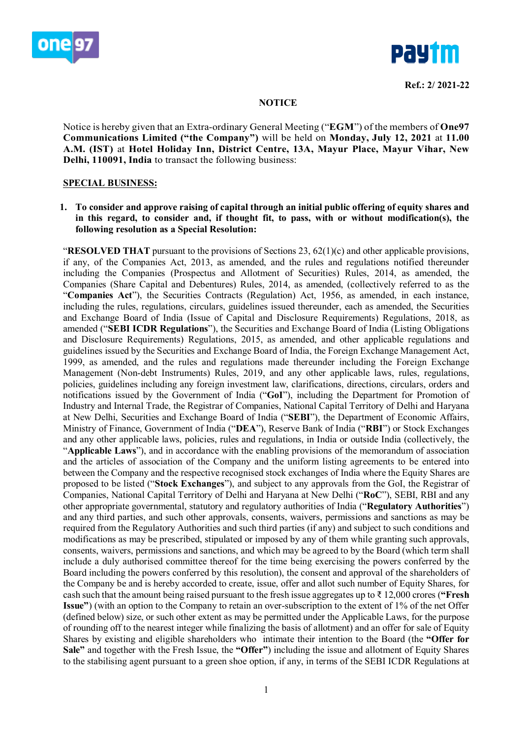Ref.: 2/ 2021-22

## NOTICE

Notice is hereby given that an Extra-ordinary General Meeting ("**EGM**") of the members of **One97 Communications Limited ("the Company")** will be held on **Monday, July 12, 2021** at **11.00 A.M. (IST)** at **Hotel Holiday Inn, District Centre, 13A, Mayur Place, Mayur Vihar, New Delhi, 110091, India** to transact the following business:

**SPECIAL BUSINESS:**

1. **To consider and approve raising of capital through an initial public offering of equity shares and in this regard, to consider and, if thought fit, to pass, with or without modification(s), the following resolution as a Special Resolution:**

"**RESOLVED THAT** pursuant to the provisions of Sections 23, 62(1)(c) and other applicable provisions, if any, of the Companies Act, 2013, as amended, and the rules and regulations notified thereunder including the Companies (Prospectus and Allotment of Securities) Rules, 2014, as amended, the Companies (Share Capital and Debentures) Rules, 2014, as amended, (collectively referred to as the "**Companies Act**"), the Securities Contracts (Regulation) Act, 1956, as amended, in each instance, including the rules, regulations, circulars, guidelines issued thereunder, each as amended, the Securities and Exchange Board of India (Issue of Capital and Disclosure Requirements) Regulations, 2018, as amended ("**SEBI ICDR Regulations**"), the Securities and Exchange Board of India (Listing Obligations and Disclosure Requirements) Regulations, 2015, as amended, and other applicable regulations and guidelines issued by the Securities and Exchange Board of India, the Foreign Exchange Management Act, 1999, as amended, and the rules and regulations made thereunder including the Foreign Exchange Management (Non-debt Instruments) Rules, 2019, and any other applicable laws, rules, regulations, policies, guidelines including any foreign investment law, clarifications, directions, circulars, orders and notifications issued by the Government of India ("**GoI**"), including the Department for Promotion of Industry and Internal Trade, the Registrar of Companies, National Capital Territory of Delhi and Haryana at New Delhi, Securities and Exchange Board of India ("**SEBI**"), the Department of Economic Affairs, Ministry of Finance, Government of India ("**DEA**"), Reserve Bank of India ("**RBI**") or Stock Exchanges and any other applicable laws, policies, rules and regulations, in India or outside India (collectively, the "**Applicable Laws**"), and in accordance with the enabling provisions of the memorandum of association and the articles of association of the Company and the uniform listing agreements to be entered into between the Company and the respective recognised stock exchanges of India where the Equity Shares are proposed to be listed ("**Stock Exchanges**"), and subject to any approvals from the GoI, the Registrar of Companies, National Capital Territory of Delhi and Haryana at New Delhi ("**RoC**"), SEBI, RBI and any other appropriate governmental, statutory and regulatory authorities of India ("**Regulatory Authorities**") and any third parties, and such other approvals, consents, waivers, permissions and sanctions as may be required from the Regulatory Authorities and such third parties (if any) and subject to such conditions and modifications as may be prescribed, stipulated or imposed by any of them while granting such approvals, consents, waivers, permissions and sanctions, and which may be agreed to by the Board (which term shall include a duly authorised committee thereof for the time being exercising the powers conferred by the Board including the powers conferred by this resolution), the consent and approval of the shareholders of the Company be and is hereby accorded to create, issue, offer and allot such number of Equity Shares, for cash such that the amount being raised pursuant to the fresh issue aggregates up to ₹ 12,000 crores (**"Fresh Issue"**) (with an option to the Company to retain an over-subscription to the extent of 1% of the net Offer (defined below) size, or such other extent as may be permitted under the Applicable Laws, for the purpose of rounding off to the nearest integer while finalizing the basis of allotment) and an offer for sale of Equity Shares by existing and eligible shareholders who intimate their intention to the Board (the **"Offer for Sale"** and together with the Fresh Issue, the **"Offer"**) including the issue and allotment of Equity Shares to the stabilising agent pursuant to a green shoe option, if any, in terms of the SEBI ICDR Regulations at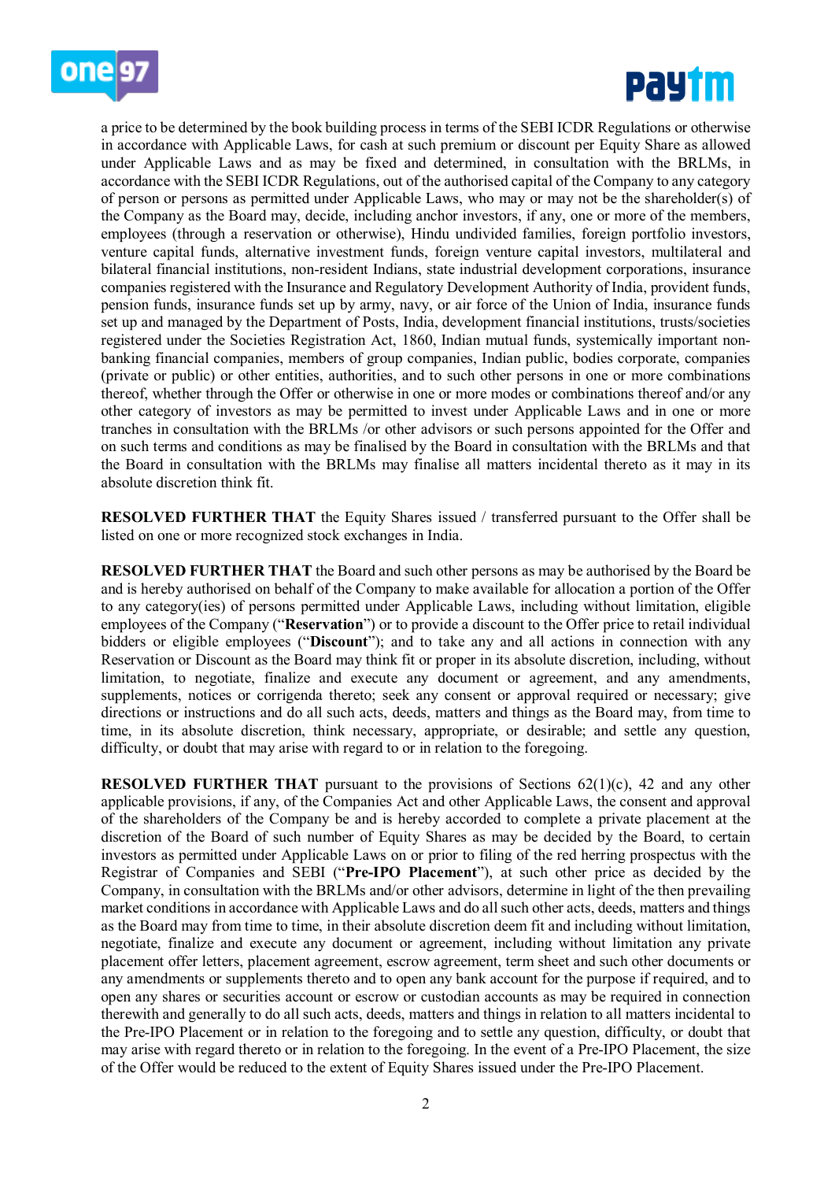a price to be determined by the book building process in terms of the SEBI ICDR Regulations or otherwise in accordance with Applicable Laws, for cash at such premium or discount per Equity Share as allowed under Applicable Laws and as may be fixed and determined, in consultation with the BRLMs, in accordance with the SEBI ICDR Regulations, out of the authorised capital of the Company to any category of person or persons as permitted under Applicable Laws, who may or may not be the shareholder(s) of the Company as the Board may, decide, including anchor investors, if any, one or more of the members, employees (through a reservation or otherwise), Hindu undivided families, foreign portfolio investors, venture capital funds, alternative investment funds, foreign venture capital investors, multilateral and bilateral financial institutions, non-resident Indians, state industrial development corporations, insurance companies registered with the Insurance and Regulatory Development Authority of India, provident funds, pension funds, insurance funds set up by army, navy, or air force of the Union of India, insurance funds set up and managed by the Department of Posts, India, development financial institutions, trusts/societies registered under the Societies Registration Act, 1860, Indian mutual funds, systemically important non-banking financial companies, members of group companies, Indian public, bodies corporate, companies (private or public) or other entities, authorities, and to such other persons in one or more combinations thereof, whether through the Offer or otherwise in one or more modes or combinations thereof and/or any other category of investors as may be permitted to invest under Applicable Laws and in one or more tranches in consultation with the BRLMs /or other advisors or such persons appointed for the Offer and on such terms and conditions as may be finalised by the Board in consultation with the BRLMs and that the Board in consultation with the BRLMs may finalise all matters incidental thereto as it may in its absolute discretion think fit.

**RESOLVED FURTHER THAT** the Equity Shares issued / transferred pursuant to the Offer shall be listed on one or more recognized stock exchanges in India.

**RESOLVED FURTHER THAT** the Board and such other persons as may be authorised by the Board be and is hereby authorised on behalf of the Company to make available for allocation a portion of the Offer to any category(ies) of persons permitted under Applicable Laws, including without limitation, eligible employees of the Company ("**Reservation**") or to provide a discount to the Offer price to retail individual bidders or eligible employees ("**Discount**"); and to take any and all actions in connection with any Reservation or Discount as the Board may think fit or proper in its absolute discretion, including, without limitation, to negotiate, finalize and execute any document or agreement, and any amendments, supplements, notices or corrigenda thereto; seek any consent or approval required or necessary; give directions or instructions and do all such acts, deeds, matters and things as the Board may, from time to time, in its absolute discretion, think necessary, appropriate, or desirable; and settle any question, difficulty, or doubt that may arise with regard to or in relation to the foregoing.

**RESOLVED FURTHER THAT** pursuant to the provisions of Sections 62(1)(c), 42 and any other applicable provisions, if any, of the Companies Act and other Applicable Laws, the consent and approval of the shareholders of the Company be and is hereby accorded to complete a private placement at the discretion of the Board of such number of Equity Shares as may be decided by the Board, to certain investors as permitted under Applicable Laws on or prior to filing of the red herring prospectus with the Registrar of Companies and SEBI ("**Pre-IPO Placement**"), at such other price as decided by the Company, in consultation with the BRLMs and/or other advisors, determine in light of the then prevailing market conditions in accordance with Applicable Laws and do all such other acts, deeds, matters and things as the Board may from time to time, in their absolute discretion deem fit and including without limitation, negotiate, finalize and execute any document or agreement, including without limitation any private placement offer letters, placement agreement, escrow agreement, term sheet and such other documents or any amendments or supplements thereto and to open any bank account for the purpose if required, and to open any shares or securities account or escrow or custodian accounts as may be required in connection therewith and generally to do all such acts, deeds, matters and things in relation to all matters incidental to the Pre-IPO Placement or in relation to the foregoing and to settle any question, difficulty, or doubt that may arise with regard thereto or in relation to the foregoing. In the event of a Pre-IPO Placement, the size of the Offer would be reduced to the extent of Equity Shares issued under the Pre-IPO Placement.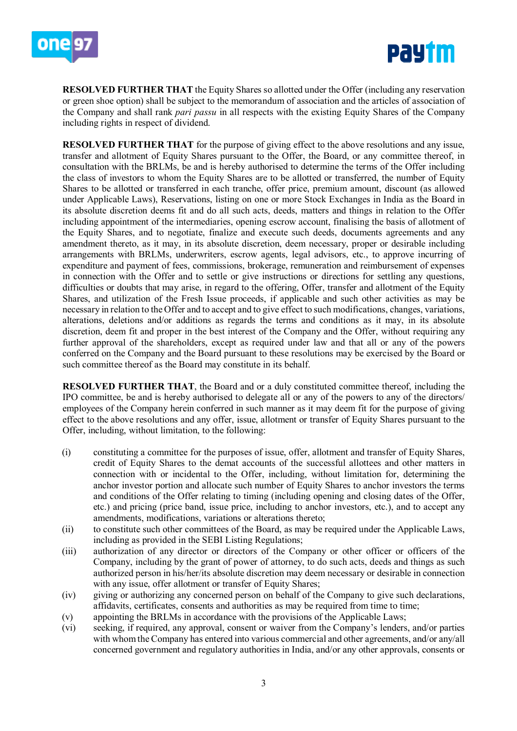**RESOLVED FURTHER THAT** the Equity Shares so allotted under the Offer (including any reservation or green shoe option) shall be subject to the memorandum of association and the articles of association of the Company and shall rank *pari passu* in all respects with the existing Equity Shares of the Company including rights in respect of dividend.

**RESOLVED FURTHER THAT** for the purpose of giving effect to the above resolutions and any issue, transfer and allotment of Equity Shares pursuant to the Offer, the Board, or any committee thereof, in consultation with the BRLMs, be and is hereby authorised to determine the terms of the Offer including the class of investors to whom the Equity Shares are to be allotted or transferred, the number of Equity Shares to be allotted or transferred in each tranche, offer price, premium amount, discount (as allowed under Applicable Laws), Reservations, listing on one or more Stock Exchanges in India as the Board in its absolute discretion deems fit and do all such acts, deeds, matters and things in relation to the Offer including appointment of the intermediaries, opening escrow account, finalising the basis of allotment of the Equity Shares, and to negotiate, finalize and execute such deeds, documents agreements and any amendment thereto, as it may, in its absolute discretion, deem necessary, proper or desirable including arrangements with BRLMs, underwriters, escrow agents, legal advisors, etc., to approve incurring of expenditure and payment of fees, commissions, brokerage, remuneration and reimbursement of expenses in connection with the Offer and to settle or give instructions or directions for settling any questions, difficulties or doubts that may arise, in regard to the offering, Offer, transfer and allotment of the Equity Shares, and utilization of the Fresh Issue proceeds, if applicable and such other activities as may be necessary in relation to the Offer and to accept and to give effect to such modifications, changes, variations, alterations, deletions and/or additions as regards the terms and conditions as it may, in its absolute discretion, deem fit and proper in the best interest of the Company and the Offer, without requiring any further approval of the shareholders, except as required under law and that all or any of the powers conferred on the Company and the Board pursuant to these resolutions may be exercised by the Board or such committee thereof as the Board may constitute in its behalf.

**RESOLVED FURTHER THAT**, the Board and or a duly constituted committee thereof, including the IPO committee, be and is hereby authorised to delegate all or any of the powers to any of the directors/ employees of the Company herein conferred in such manner as it may deem fit for the purpose of giving effect to the above resolutions and any offer, issue, allotment or transfer of Equity Shares pursuant to the Offer, including, without limitation, to the following:

(i) constituting a committee for the purposes of issue, offer, allotment and transfer of Equity Shares, credit of Equity Shares to the demat accounts of the successful allottees and other matters in connection with or incidental to the Offer, including, without limitation for, determining the anchor investor portion and allocate such number of Equity Shares to anchor investors the terms and conditions of the Offer relating to timing (including opening and closing dates of the Offer, etc.) and pricing (price band, issue price, including to anchor investors, etc.), and to accept any amendments, modifications, variations or alterations thereto;

(ii) to constitute such other committees of the Board, as may be required under the Applicable Laws, including as provided in the SEBI Listing Regulations;

(iii) authorization of any director or directors of the Company or other officer or officers of the Company, including by the grant of power of attorney, to do such acts, deeds and things as such authorized person in his/her/its absolute discretion may deem necessary or desirable in connection with any issue, offer allotment or transfer of Equity Shares;

(iv) giving or authorizing any concerned person on behalf of the Company to give such declarations, affidavits, certificates, consents and authorities as may be required from time to time;

(v) appointing the BRLMs in accordance with the provisions of the Applicable Laws;

(vi) seeking, if required, any approval, consent or waiver from the Company's lenders, and/or parties with whom the Company has entered into various commercial and other agreements, and/or any/all concerned government and regulatory authorities in India, and/or any other approvals, consents or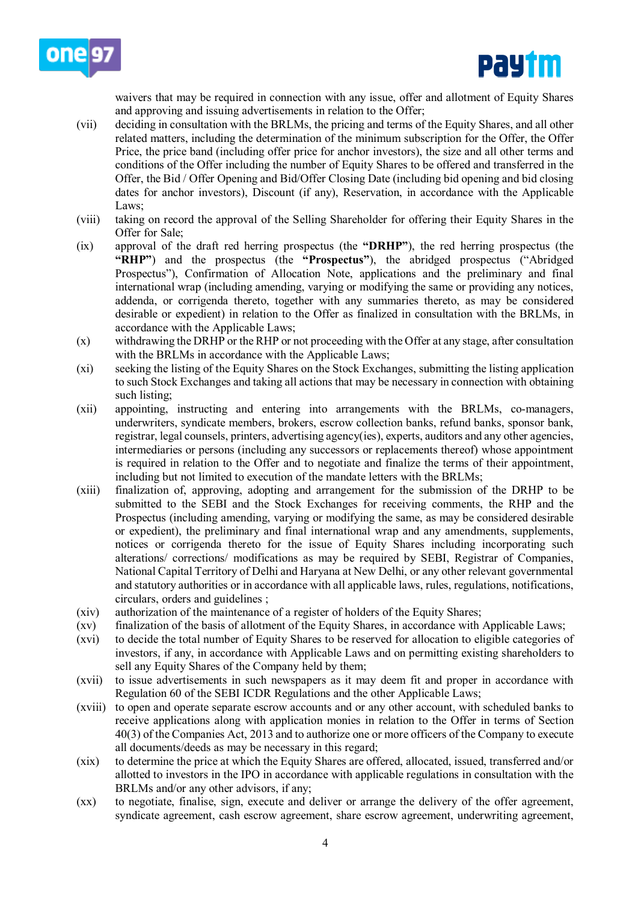waivers that may be required in connection with any issue, offer and allotment of Equity Shares and approving and issuing advertisements in relation to the Offer;

(vii) deciding in consultation with the BRLMs, the pricing and terms of the Equity Shares, and all other related matters, including the determination of the minimum subscription for the Offer, the Offer Price, the price band (including offer price for anchor investors), the size and all other terms and conditions of the Offer including the number of Equity Shares to be offered and transferred in the Offer, the Bid / Offer Opening and Bid/Offer Closing Date (including bid opening and bid closing dates for anchor investors), Discount (if any), Reservation, in accordance with the Applicable Laws;

(viii) taking on record the approval of the Selling Shareholder for offering their Equity Shares in the Offer for Sale;

(ix) approval of the draft red herring prospectus (the **"DRHP"**), the red herring prospectus (the **"RHP"**) and the prospectus (the **"Prospectus"**), the abridged prospectus ("Abridged Prospectus"), Confirmation of Allocation Note, applications and the preliminary and final international wrap (including amending, varying or modifying the same or providing any notices, addenda, or corrigenda thereto, together with any summaries thereto, as may be considered desirable or expedient) in relation to the Offer as finalized in consultation with the BRLMs, in accordance with the Applicable Laws;

(x) withdrawing the DRHP or the RHP or not proceeding with the Offer at any stage, after consultation with the BRLMs in accordance with the Applicable Laws;

(xi) seeking the listing of the Equity Shares on the Stock Exchanges, submitting the listing application to such Stock Exchanges and taking all actions that may be necessary in connection with obtaining such listing;

(xii) appointing, instructing and entering into arrangements with the BRLMs, co-managers, underwriters, syndicate members, brokers, escrow collection banks, refund banks, sponsor bank, registrar, legal counsels, printers, advertising agency(ies), experts, auditors and any other agencies, intermediaries or persons (including any successors or replacements thereof) whose appointment is required in relation to the Offer and to negotiate and finalize the terms of their appointment, including but not limited to execution of the mandate letters with the BRLMs;

(xiii) finalization of, approving, adopting and arrangement for the submission of the DRHP to be submitted to the SEBI and the Stock Exchanges for receiving comments, the RHP and the Prospectus (including amending, varying or modifying the same, as may be considered desirable or expedient), the preliminary and final international wrap and any amendments, supplements, notices or corrigenda thereto for the issue of Equity Shares including incorporating such alterations/ corrections/ modifications as may be required by SEBI, Registrar of Companies, National Capital Territory of Delhi and Haryana at New Delhi, or any other relevant governmental and statutory authorities or in accordance with all applicable laws, rules, regulations, notifications, circulars, orders and guidelines ;

(xiv) authorization of the maintenance of a register of holders of the Equity Shares;

(xv) finalization of the basis of allotment of the Equity Shares, in accordance with Applicable Laws;

(xvi) to decide the total number of Equity Shares to be reserved for allocation to eligible categories of investors, if any, in accordance with Applicable Laws and on permitting existing shareholders to sell any Equity Shares of the Company held by them;

(xvii) to issue advertisements in such newspapers as it may deem fit and proper in accordance with Regulation 60 of the SEBI ICDR Regulations and the other Applicable Laws;

(xviii) to open and operate separate escrow accounts and or any other account, with scheduled banks to receive applications along with application monies in relation to the Offer in terms of Section 40(3) of the Companies Act, 2013 and to authorize one or more officers of the Company to execute all documents/deeds as may be necessary in this regard;

(xix) to determine the price at which the Equity Shares are offered, allocated, issued, transferred and/or allotted to investors in the IPO in accordance with applicable regulations in consultation with the BRLMs and/or any other advisors, if any;

(xx) to negotiate, finalise, sign, execute and deliver or arrange the delivery of the offer agreement, syndicate agreement, cash escrow agreement, share escrow agreement, underwriting agreement,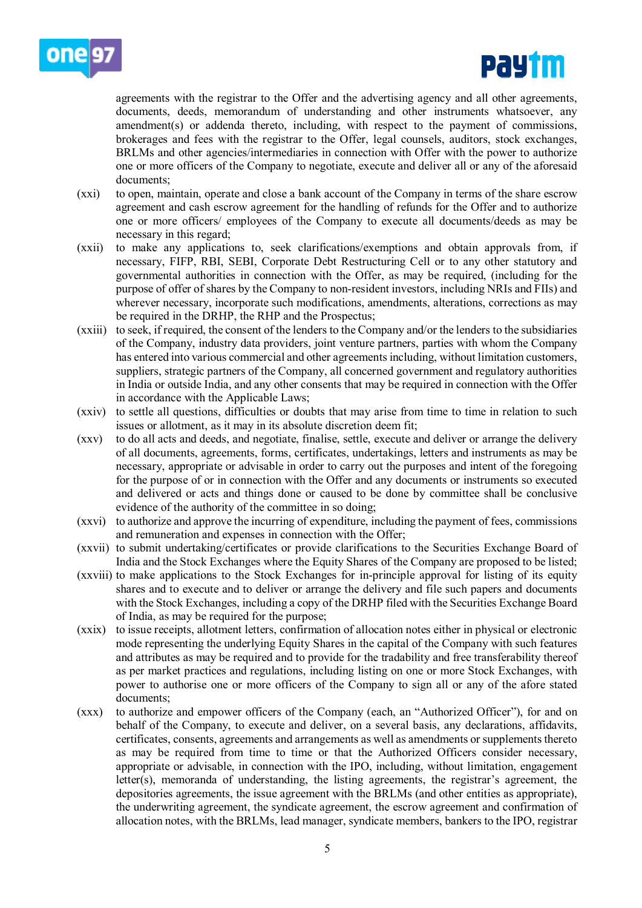agreements with the registrar to the Offer and the advertising agency and all other agreements, documents, deeds, memorandum of understanding and other instruments whatsoever, any amendment(s) or addenda thereto, including, with respect to the payment of commissions, brokerages and fees with the registrar to the Offer, legal counsels, auditors, stock exchanges, BRLMs and other agencies/intermediaries in connection with Offer with the power to authorize one or more officers of the Company to negotiate, execute and deliver all or any of the aforesaid documents;

(xxi) to open, maintain, operate and close a bank account of the Company in terms of the share escrow agreement and cash escrow agreement for the handling of refunds for the Offer and to authorize one or more officers/ employees of the Company to execute all documents/deeds as may be necessary in this regard;

(xxii) to make any applications to, seek clarifications/exemptions and obtain approvals from, if necessary, FIFP, RBI, SEBI, Corporate Debt Restructuring Cell or to any other statutory and governmental authorities in connection with the Offer, as may be required, (including for the purpose of offer of shares by the Company to non-resident investors, including NRIs and FIIs) and wherever necessary, incorporate such modifications, amendments, alterations, corrections as may be required in the DRHP, the RHP and the Prospectus;

(xxiii) to seek, if required, the consent of the lenders to the Company and/or the lenders to the subsidiaries of the Company, industry data providers, joint venture partners, parties with whom the Company has entered into various commercial and other agreements including, without limitation customers, suppliers, strategic partners of the Company, all concerned government and regulatory authorities in India or outside India, and any other consents that may be required in connection with the Offer in accordance with the Applicable Laws;

(xxiv) to settle all questions, difficulties or doubts that may arise from time to time in relation to such issues or allotment, as it may in its absolute discretion deem fit;

(xxv) to do all acts and deeds, and negotiate, finalise, settle, execute and deliver or arrange the delivery of all documents, agreements, forms, certificates, undertakings, letters and instruments as may be necessary, appropriate or advisable in order to carry out the purposes and intent of the foregoing for the purpose of or in connection with the Offer and any documents or instruments so executed and delivered or acts and things done or caused to be done by committee shall be conclusive evidence of the authority of the committee in so doing;

(xxvi) to authorize and approve the incurring of expenditure, including the payment of fees, commissions and remuneration and expenses in connection with the Offer;

(xxvii) to submit undertaking/certificates or provide clarifications to the Securities Exchange Board of India and the Stock Exchanges where the Equity Shares of the Company are proposed to be listed;

(xxviii) to make applications to the Stock Exchanges for in-principle approval for listing of its equity shares and to execute and to deliver or arrange the delivery and file such papers and documents with the Stock Exchanges, including a copy of the DRHP filed with the Securities Exchange Board of India, as may be required for the purpose;

(xxix) to issue receipts, allotment letters, confirmation of allocation notes either in physical or electronic mode representing the underlying Equity Shares in the capital of the Company with such features and attributes as may be required and to provide for the tradability and free transferability thereof as per market practices and regulations, including listing on one or more Stock Exchanges, with power to authorise one or more officers of the Company to sign all or any of the afore stated documents;

(xxx) to authorize and empower officers of the Company (each, an "Authorized Officer"), for and on behalf of the Company, to execute and deliver, on a several basis, any declarations, affidavits, certificates, consents, agreements and arrangements as well as amendments or supplements thereto as may be required from time to time or that the Authorized Officers consider necessary, appropriate or advisable, in connection with the IPO, including, without limitation, engagement letter(s), memoranda of understanding, the listing agreements, the registrar's agreement, the depositories agreements, the issue agreement with the BRLMs (and other entities as appropriate), the underwriting agreement, the syndicate agreement, the escrow agreement and confirmation of allocation notes, with the BRLMs, lead manager, syndicate members, bankers to the IPO, registrar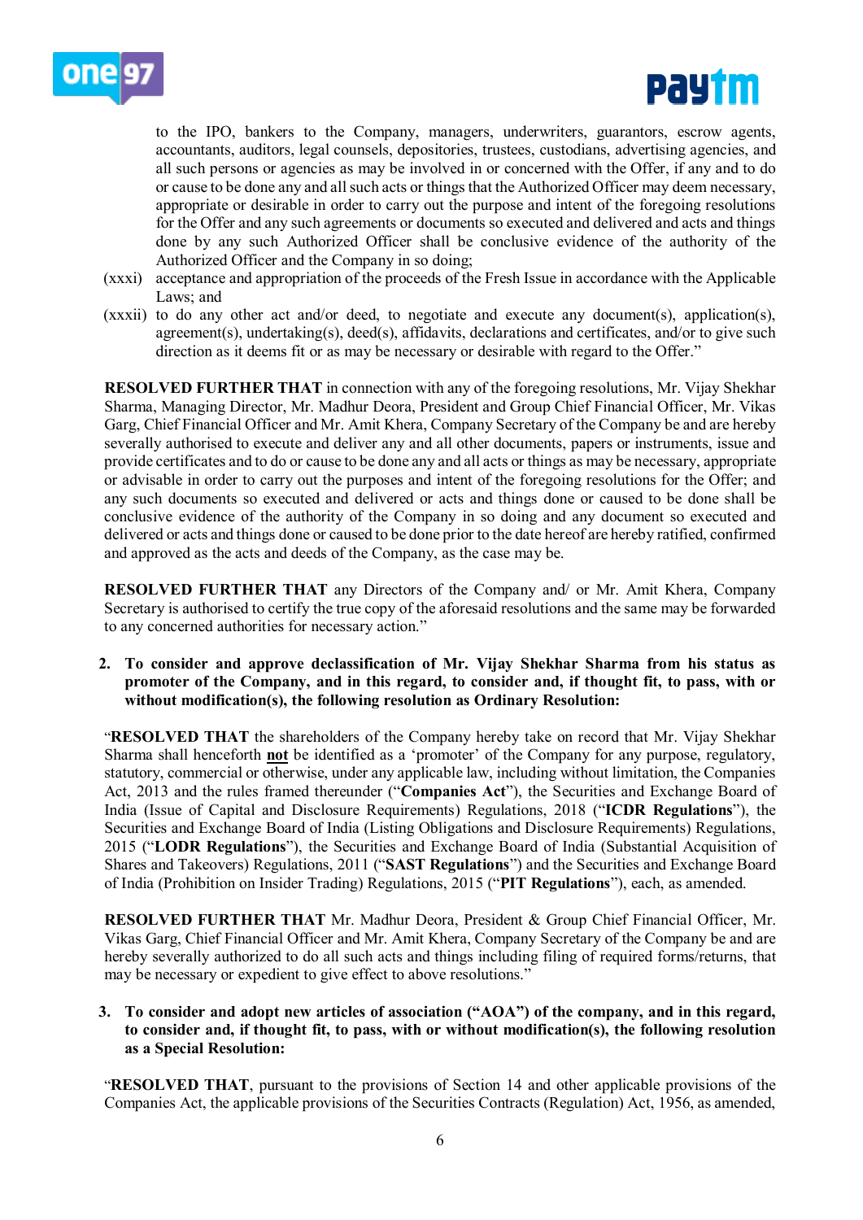to the IPO, bankers to the Company, managers, underwriters, guarantors, escrow agents, accountants, auditors, legal counsels, depositories, trustees, custodians, advertising agencies, and all such persons or agencies as may be involved in or concerned with the Offer, if any and to do or cause to be done any and all such acts or things that the Authorized Officer may deem necessary, appropriate or desirable in order to carry out the purpose and intent of the foregoing resolutions for the Offer and any such agreements or documents so executed and delivered and acts and things done by any such Authorized Officer shall be conclusive evidence of the authority of the Authorized Officer and the Company in so doing;

(xxxi) acceptance and appropriation of the proceeds of the Fresh Issue in accordance with the Applicable Laws; and

(xxxii) to do any other act and/or deed, to negotiate and execute any document(s), application(s), agreement(s), undertaking(s), deed(s), affidavits, declarations and certificates, and/or to give such direction as it deems fit or as may be necessary or desirable with regard to the Offer."

**RESOLVED FURTHER THAT** in connection with any of the foregoing resolutions, Mr. Vijay Shekhar Sharma, Managing Director, Mr. Madhur Deora, President and Group Chief Financial Officer, Mr. Vikas Garg, Chief Financial Officer and Mr. Amit Khera, Company Secretary of the Company be and are hereby severally authorised to execute and deliver any and all other documents, papers or instruments, issue and provide certificates and to do or cause to be done any and all acts or things as may be necessary, appropriate or advisable in order to carry out the purposes and intent of the foregoing resolutions for the Offer; and any such documents so executed and delivered or acts and things done or caused to be done shall be conclusive evidence of the authority of the Company in so doing and any document so executed and delivered or acts and things done or caused to be done prior to the date hereof are hereby ratified, confirmed and approved as the acts and deeds of the Company, as the case may be.

**RESOLVED FURTHER THAT** any Directors of the Company and/ or Mr. Amit Khera, Company Secretary is authorised to certify the true copy of the aforesaid resolutions and the same may be forwarded to any concerned authorities for necessary action."

2. **To consider and approve declassification of Mr. Vijay Shekhar Sharma from his status as promoter of the Company, and in this regard, to consider and, if thought fit, to pass, with or without modification(s), the following resolution as Ordinary Resolution:**

"**RESOLVED THAT** the shareholders of the Company hereby take on record that Mr. Vijay Shekhar Sharma shall henceforth **not** be identified as a 'promoter' of the Company for any purpose, regulatory, statutory, commercial or otherwise, under any applicable law, including without limitation, the Companies Act, 2013 and the rules framed thereunder ("**Companies Act**"), the Securities and Exchange Board of India (Issue of Capital and Disclosure Requirements) Regulations, 2018 ("**ICDR Regulations**"), the Securities and Exchange Board of India (Listing Obligations and Disclosure Requirements) Regulations, 2015 ("**LODR Regulations**"), the Securities and Exchange Board of India (Substantial Acquisition of Shares and Takeovers) Regulations, 2011 ("**SAST Regulations**") and the Securities and Exchange Board of India (Prohibition on Insider Trading) Regulations, 2015 ("**PIT Regulations**"), each, as amended.

**RESOLVED FURTHER THAT** Mr. Madhur Deora, President & Group Chief Financial Officer, Mr. Vikas Garg, Chief Financial Officer and Mr. Amit Khera, Company Secretary of the Company be and are hereby severally authorized to do all such acts and things including filing of required forms/returns, that may be necessary or expedient to give effect to above resolutions."

3. **To consider and adopt new articles of association ("AOA") of the company, and in this regard, to consider and, if thought fit, to pass, with or without modification(s), the following resolution as a Special Resolution:**

"**RESOLVED THAT**, pursuant to the provisions of Section 14 and other applicable provisions of the Companies Act, the applicable provisions of the Securities Contracts (Regulation) Act, 1956, as amended,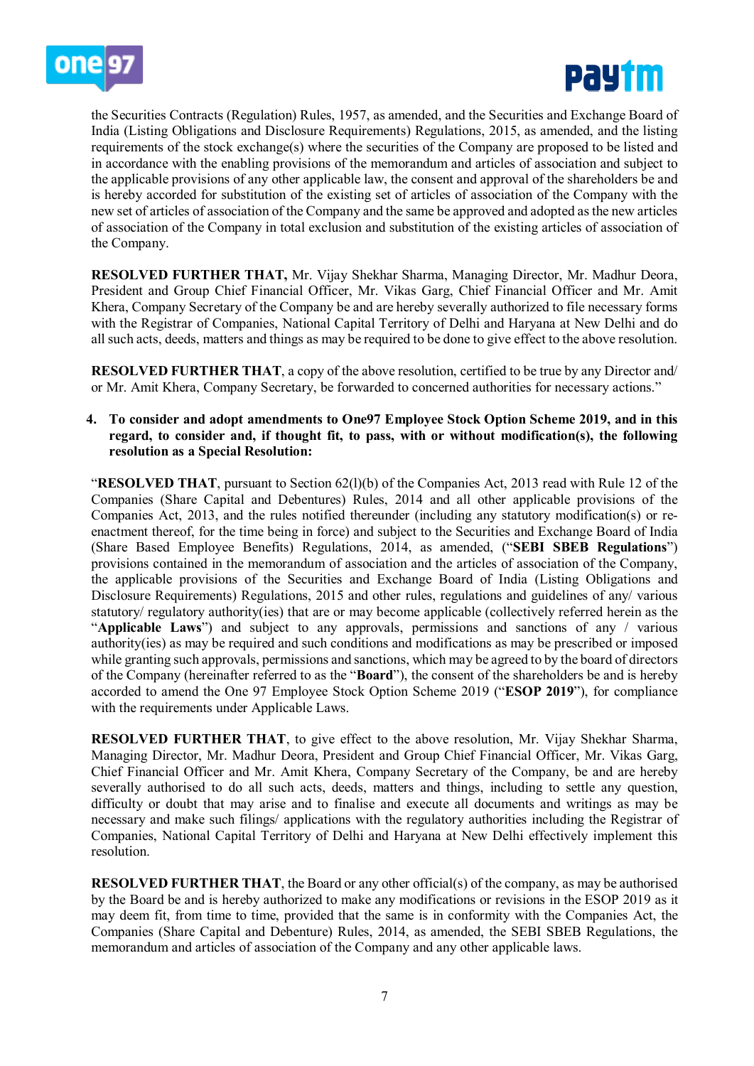the Securities Contracts (Regulation) Rules, 1957, as amended, and the Securities and Exchange Board of India (Listing Obligations and Disclosure Requirements) Regulations, 2015, as amended, and the listing requirements of the stock exchange(s) where the securities of the Company are proposed to be listed and in accordance with the enabling provisions of the memorandum and articles of association and subject to the applicable provisions of any other applicable law, the consent and approval of the shareholders be and is hereby accorded for substitution of the existing set of articles of association of the Company with the new set of articles of association of the Company and the same be approved and adopted as the new articles of association of the Company in total exclusion and substitution of the existing articles of association of the Company.

**RESOLVED FURTHER THAT,** Mr. Vijay Shekhar Sharma, Managing Director, Mr. Madhur Deora, President and Group Chief Financial Officer, Mr. Vikas Garg, Chief Financial Officer and Mr. Amit Khera, Company Secretary of the Company be and are hereby severally authorized to file necessary forms with the Registrar of Companies, National Capital Territory of Delhi and Haryana at New Delhi and do all such acts, deeds, matters and things as may be required to be done to give effect to the above resolution.

**RESOLVED FURTHER THAT**, a copy of the above resolution, certified to be true by any Director and/ or Mr. Amit Khera, Company Secretary, be forwarded to concerned authorities for necessary actions."

4. **To consider and adopt amendments to One97 Employee Stock Option Scheme 2019, and in this regard, to consider and, if thought fit, to pass, with or without modification(s), the following resolution as a Special Resolution:**

"**RESOLVED THAT**, pursuant to Section 62(l)(b) of the Companies Act, 2013 read with Rule 12 of the Companies (Share Capital and Debentures) Rules, 2014 and all other applicable provisions of the Companies Act, 2013, and the rules notified thereunder (including any statutory modification(s) or re-enactment thereof, for the time being in force) and subject to the Securities and Exchange Board of India (Share Based Employee Benefits) Regulations, 2014, as amended, ("**SEBI SBEB Regulations**") provisions contained in the memorandum of association and the articles of association of the Company, the applicable provisions of the Securities and Exchange Board of India (Listing Obligations and Disclosure Requirements) Regulations, 2015 and other rules, regulations and guidelines of any/ various statutory/ regulatory authority(ies) that are or may become applicable (collectively referred herein as the "**Applicable Laws**") and subject to any approvals, permissions and sanctions of any / various authority(ies) as may be required and such conditions and modifications as may be prescribed or imposed while granting such approvals, permissions and sanctions, which may be agreed to by the board of directors of the Company (hereinafter referred to as the "**Board**"), the consent of the shareholders be and is hereby accorded to amend the One 97 Employee Stock Option Scheme 2019 ("**ESOP 2019**"), for compliance with the requirements under Applicable Laws.

**RESOLVED FURTHER THAT**, to give effect to the above resolution, Mr. Vijay Shekhar Sharma, Managing Director, Mr. Madhur Deora, President and Group Chief Financial Officer, Mr. Vikas Garg, Chief Financial Officer and Mr. Amit Khera, Company Secretary of the Company, be and are hereby severally authorised to do all such acts, deeds, matters and things, including to settle any question, difficulty or doubt that may arise and to finalise and execute all documents and writings as may be necessary and make such filings/ applications with the regulatory authorities including the Registrar of Companies, National Capital Territory of Delhi and Haryana at New Delhi effectively implement this resolution.

**RESOLVED FURTHER THAT**, the Board or any other official(s) of the company, as may be authorised by the Board be and is hereby authorized to make any modifications or revisions in the ESOP 2019 as it may deem fit, from time to time, provided that the same is in conformity with the Companies Act, the Companies (Share Capital and Debenture) Rules, 2014, as amended, the SEBI SBEB Regulations, the memorandum and articles of association of the Company and any other applicable laws.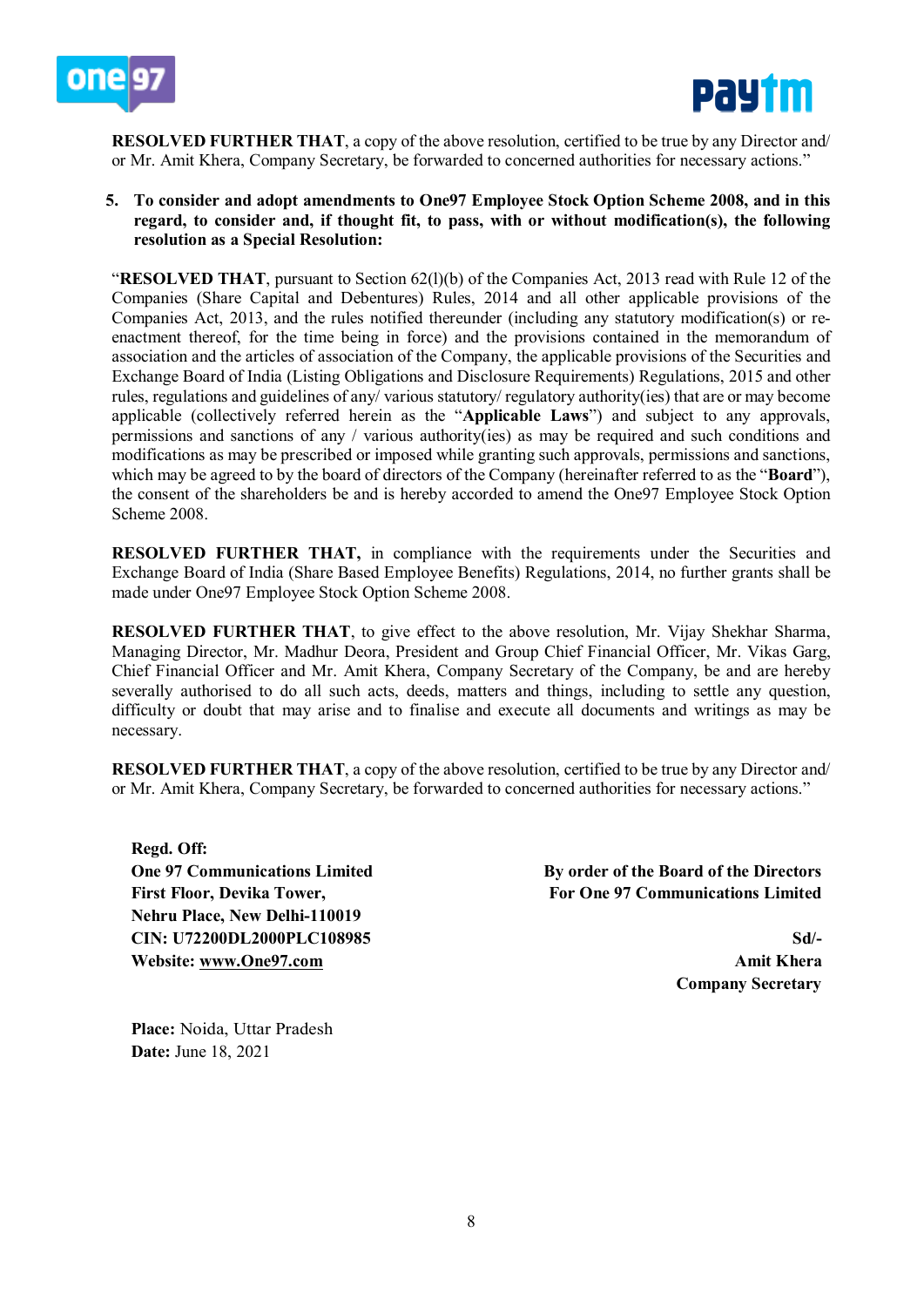**RESOLVED FURTHER THAT**, a copy of the above resolution, certified to be true by any Director and/ or Mr. Amit Khera, Company Secretary, be forwarded to concerned authorities for necessary actions."

5. **To consider and adopt amendments to One97 Employee Stock Option Scheme 2008, and in this regard, to consider and, if thought fit, to pass, with or without modification(s), the following resolution as a Special Resolution:**

"**RESOLVED THAT**, pursuant to Section 62(l)(b) of the Companies Act, 2013 read with Rule 12 of the Companies (Share Capital and Debentures) Rules, 2014 and all other applicable provisions of the Companies Act, 2013, and the rules notified thereunder (including any statutory modification(s) or re-enactment thereof, for the time being in force) and the provisions contained in the memorandum of association and the articles of association of the Company, the applicable provisions of the Securities and Exchange Board of India (Listing Obligations and Disclosure Requirements) Regulations, 2015 and other rules, regulations and guidelines of any/ various statutory/ regulatory authority(ies) that are or may become applicable (collectively referred herein as the "**Applicable Laws**") and subject to any approvals, permissions and sanctions of any / various authority(ies) as may be required and such conditions and modifications as may be prescribed or imposed while granting such approvals, permissions and sanctions, which may be agreed to by the board of directors of the Company (hereinafter referred to as the "**Board**"), the consent of the shareholders be and is hereby accorded to amend the One97 Employee Stock Option Scheme 2008.

**RESOLVED FURTHER THAT,** in compliance with the requirements under the Securities and Exchange Board of India (Share Based Employee Benefits) Regulations, 2014, no further grants shall be made under One97 Employee Stock Option Scheme 2008.

**RESOLVED FURTHER THAT**, to give effect to the above resolution, Mr. Vijay Shekhar Sharma, Managing Director, Mr. Madhur Deora, President and Group Chief Financial Officer, Mr. Vikas Garg, Chief Financial Officer and Mr. Amit Khera, Company Secretary of the Company, be and are hereby severally authorised to do all such acts, deeds, matters and things, including to settle any question, difficulty or doubt that may arise and to finalise and execute all documents and writings as may be necessary.

**RESOLVED FURTHER THAT**, a copy of the above resolution, certified to be true by any Director and/ or Mr. Amit Khera, Company Secretary, be forwarded to concerned authorities for necessary actions."

**Regd. Off:**
**One 97 Communications Limited**
**First Floor, Devika Tower,**
**Nehru Place, New Delhi-110019**
**CIN: U72200DL2000PLC108985**
**Website: www.One97.com**

**By order of the Board of the Directors**
**For One 97 Communications Limited**

**Sd/-**
**Amit Khera**
**Company Secretary**

**Place:** Noida, Uttar Pradesh
**Date:** June 18, 2021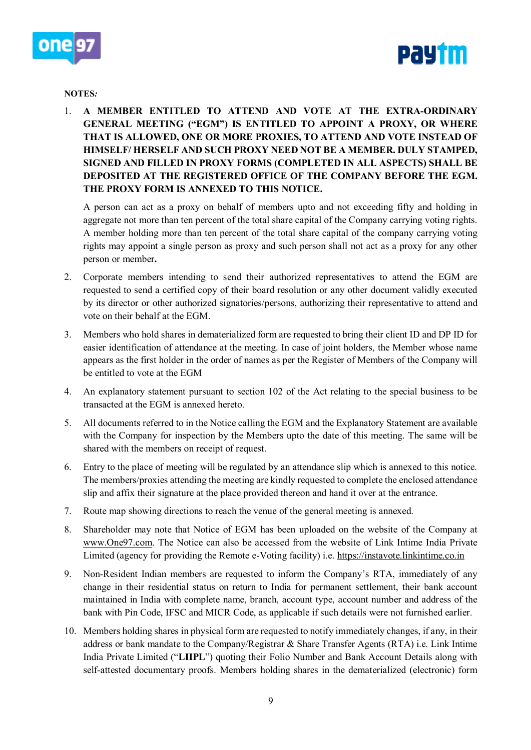NOTES*:*

1. **A MEMBER ENTITLED TO ATTEND AND VOTE AT THE EXTRA-ORDINARY GENERAL MEETING ("EGM") IS ENTITLED TO APPOINT A PROXY, OR WHERE THAT IS ALLOWED, ONE OR MORE PROXIES, TO ATTEND AND VOTE INSTEAD OF HIMSELF/ HERSELF AND SUCH PROXY NEED NOT BE A MEMBER. DULY STAMPED, SIGNED AND FILLED IN PROXY FORMS (COMPLETED IN ALL ASPECTS) SHALL BE DEPOSITED AT THE REGISTERED OFFICE OF THE COMPANY BEFORE THE EGM. THE PROXY FORM IS ANNEXED TO THIS NOTICE.**

   A person can act as a proxy on behalf of members upto and not exceeding fifty and holding in aggregate not more than ten percent of the total share capital of the Company carrying voting rights. A member holding more than ten percent of the total share capital of the company carrying voting rights may appoint a single person as proxy and such person shall not act as a proxy for any other person or member**.**

2. Corporate members intending to send their authorized representatives to attend the EGM are requested to send a certified copy of their board resolution or any other document validly executed by its director or other authorized signatories/persons, authorizing their representative to attend and vote on their behalf at the EGM.

3. Members who hold shares in dematerialized form are requested to bring their client ID and DP ID for easier identification of attendance at the meeting. In case of joint holders, the Member whose name appears as the first holder in the order of names as per the Register of Members of the Company will be entitled to vote at the EGM

4. An explanatory statement pursuant to section 102 of the Act relating to the special business to be transacted at the EGM is annexed hereto.

5. All documents referred to in the Notice calling the EGM and the Explanatory Statement are available with the Company for inspection by the Members upto the date of this meeting. The same will be shared with the members on receipt of request.

6. Entry to the place of meeting will be regulated by an attendance slip which is annexed to this notice. The members/proxies attending the meeting are kindly requested to complete the enclosed attendance slip and affix their signature at the place provided thereon and hand it over at the entrance.

7. Route map showing directions to reach the venue of the general meeting is annexed.

8. Shareholder may note that Notice of EGM has been uploaded on the website of the Company at www.One97.com. The Notice can also be accessed from the website of Link Intime India Private Limited (agency for providing the Remote e-Voting facility) i.e. https://instavote.linkintime.co.in

9. Non-Resident Indian members are requested to inform the Company's RTA, immediately of any change in their residential status on return to India for permanent settlement, their bank account maintained in India with complete name, branch, account type, account number and address of the bank with Pin Code, IFSC and MICR Code, as applicable if such details were not furnished earlier.

10. Members holding shares in physical form are requested to notify immediately changes, if any, in their address or bank mandate to the Company/Registrar & Share Transfer Agents (RTA) i.e. Link Intime India Private Limited ("**LIIPL**") quoting their Folio Number and Bank Account Details along with self-attested documentary proofs. Members holding shares in the dematerialized (electronic) form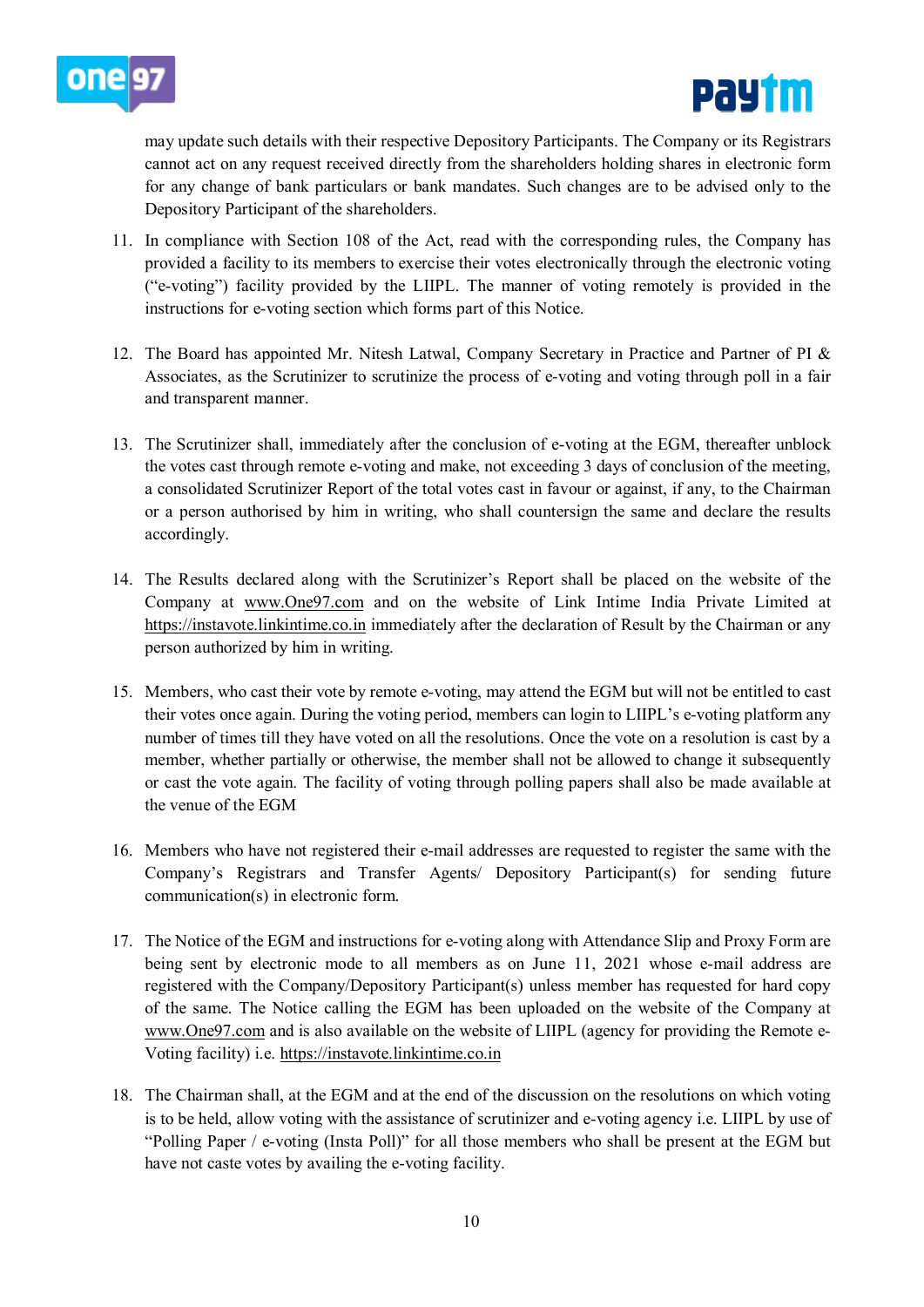may update such details with their respective Depository Participants. The Company or its Registrars cannot act on any request received directly from the shareholders holding shares in electronic form for any change of bank particulars or bank mandates. Such changes are to be advised only to the Depository Participant of the shareholders.

11. In compliance with Section 108 of the Act, read with the corresponding rules, the Company has provided a facility to its members to exercise their votes electronically through the electronic voting ("e-voting") facility provided by the LIIPL. The manner of voting remotely is provided in the instructions for e-voting section which forms part of this Notice.

12. The Board has appointed Mr. Nitesh Latwal, Company Secretary in Practice and Partner of PI & Associates, as the Scrutinizer to scrutinize the process of e-voting and voting through poll in a fair and transparent manner.

13. The Scrutinizer shall, immediately after the conclusion of e-voting at the EGM, thereafter unblock the votes cast through remote e-voting and make, not exceeding 3 days of conclusion of the meeting, a consolidated Scrutinizer Report of the total votes cast in favour or against, if any, to the Chairman or a person authorised by him in writing, who shall countersign the same and declare the results accordingly.

14. The Results declared along with the Scrutinizer's Report shall be placed on the website of the Company at www.One97.com and on the website of Link Intime India Private Limited at https://instavote.linkintime.co.in immediately after the declaration of Result by the Chairman or any person authorized by him in writing.

15. Members, who cast their vote by remote e-voting, may attend the EGM but will not be entitled to cast their votes once again. During the voting period, members can login to LIIPL's e-voting platform any number of times till they have voted on all the resolutions. Once the vote on a resolution is cast by a member, whether partially or otherwise, the member shall not be allowed to change it subsequently or cast the vote again. The facility of voting through polling papers shall also be made available at the venue of the EGM

16. Members who have not registered their e-mail addresses are requested to register the same with the Company's Registrars and Transfer Agents/ Depository Participant(s) for sending future communication(s) in electronic form.

17. The Notice of the EGM and instructions for e-voting along with Attendance Slip and Proxy Form are being sent by electronic mode to all members as on June 11, 2021 whose e-mail address are registered with the Company/Depository Participant(s) unless member has requested for hard copy of the same. The Notice calling the EGM has been uploaded on the website of the Company at www.One97.com and is also available on the website of LIIPL (agency for providing the Remote e-Voting facility) i.e. https://instavote.linkintime.co.in

18. The Chairman shall, at the EGM and at the end of the discussion on the resolutions on which voting is to be held, allow voting with the assistance of scrutinizer and e-voting agency i.e. LIIPL by use of "Polling Paper / e-voting (Insta Poll)" for all those members who shall be present at the EGM but have not caste votes by availing the e-voting facility.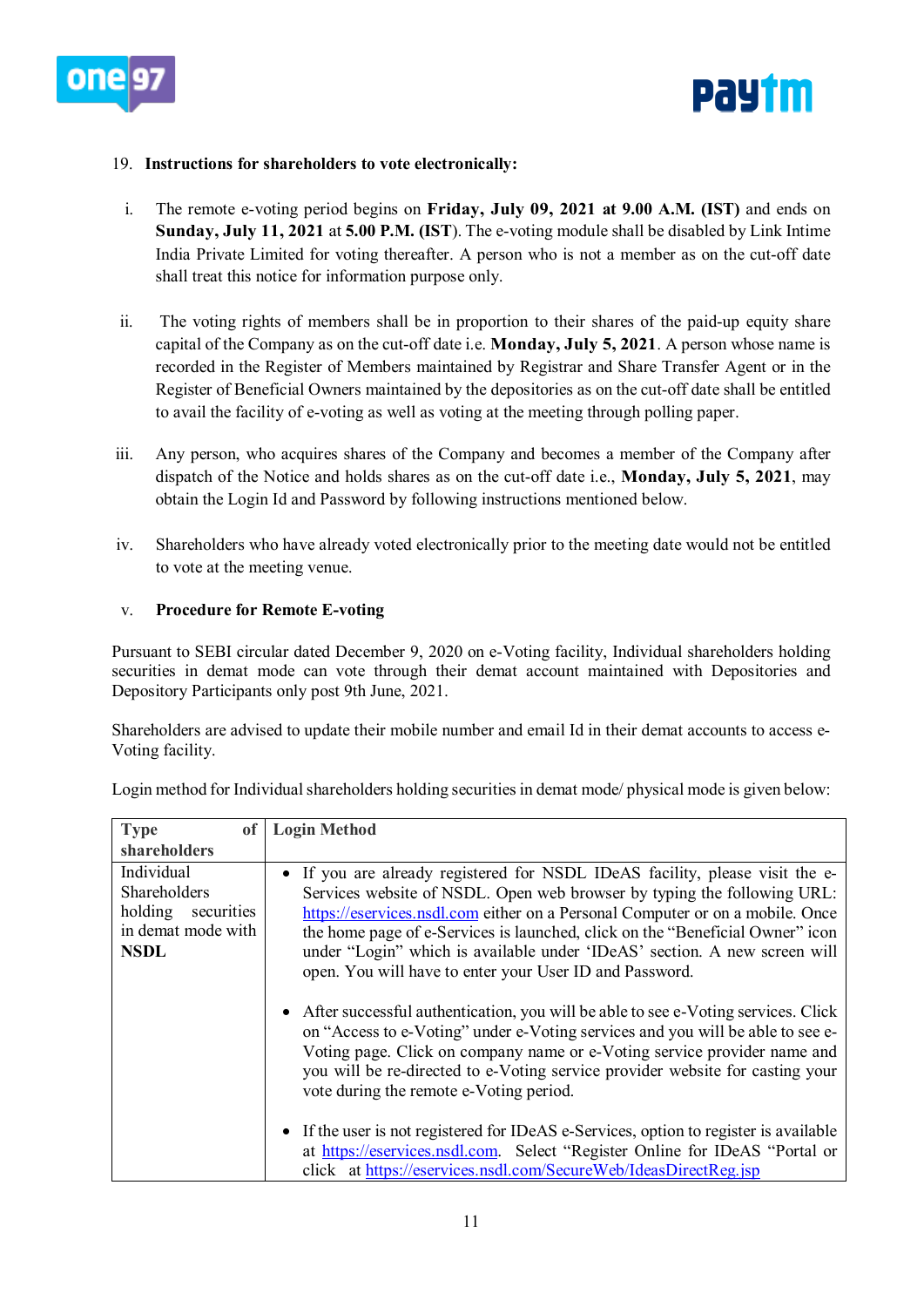19. **Instructions for shareholders to vote electronically:**

   i. The remote e-voting period begins on **Friday, July 09, 2021 at 9.00 A.M. (IST)** and ends on **Sunday, July 11, 2021** at **5.00 P.M. (IST**). The e-voting module shall be disabled by Link Intime India Private Limited for voting thereafter. A person who is not a member as on the cut-off date shall treat this notice for information purpose only.

   ii. The voting rights of members shall be in proportion to their shares of the paid-up equity share capital of the Company as on the cut-off date i.e. **Monday, July 5, 2021**. A person whose name is recorded in the Register of Members maintained by Registrar and Share Transfer Agent or in the Register of Beneficial Owners maintained by the depositories as on the cut-off date shall be entitled to avail the facility of e-voting as well as voting at the meeting through polling paper.

   iii. Any person, who acquires shares of the Company and becomes a member of the Company after dispatch of the Notice and holds shares as on the cut-off date i.e., **Monday, July 5, 2021**, may obtain the Login Id and Password by following instructions mentioned below.

   iv. Shareholders who have already voted electronically prior to the meeting date would not be entitled to vote at the meeting venue.

   v. **Procedure for Remote E-voting**

Pursuant to SEBI circular dated December 9, 2020 on e-Voting facility, Individual shareholders holding securities in demat mode can vote through their demat account maintained with Depositories and Depository Participants only post 9th June, 2021.

Shareholders are advised to update their mobile number and email Id in their demat accounts to access e-Voting facility.

Login method for Individual shareholders holding securities in demat mode/ physical mode is given below:

| **Type of shareholders** | **Login Method** |
|---|---|
| Individual Shareholders holding securities in demat mode with **NSDL** | • If you are already registered for NSDL IDeAS facility, please visit the e-Services website of NSDL. Open web browser by typing the following URL: https://eservices.nsdl.com either on a Personal Computer or on a mobile. Once the home page of e-Services is launched, click on the "Beneficial Owner" icon under "Login" which is available under 'IDeAS' section. A new screen will open. You will have to enter your User ID and Password.<br><br>• After successful authentication, you will be able to see e-Voting services. Click on "Access to e-Voting" under e-Voting services and you will be able to see e-Voting page. Click on company name or e-Voting service provider name and you will be re-directed to e-Voting service provider website for casting your vote during the remote e-Voting period.<br><br>• If the user is not registered for IDeAS e-Services, option to register is available at https://eservices.nsdl.com. Select "Register Online for IDeAS "Portal or click at https://eservices.nsdl.com/SecureWeb/IdeasDirectReg.jsp |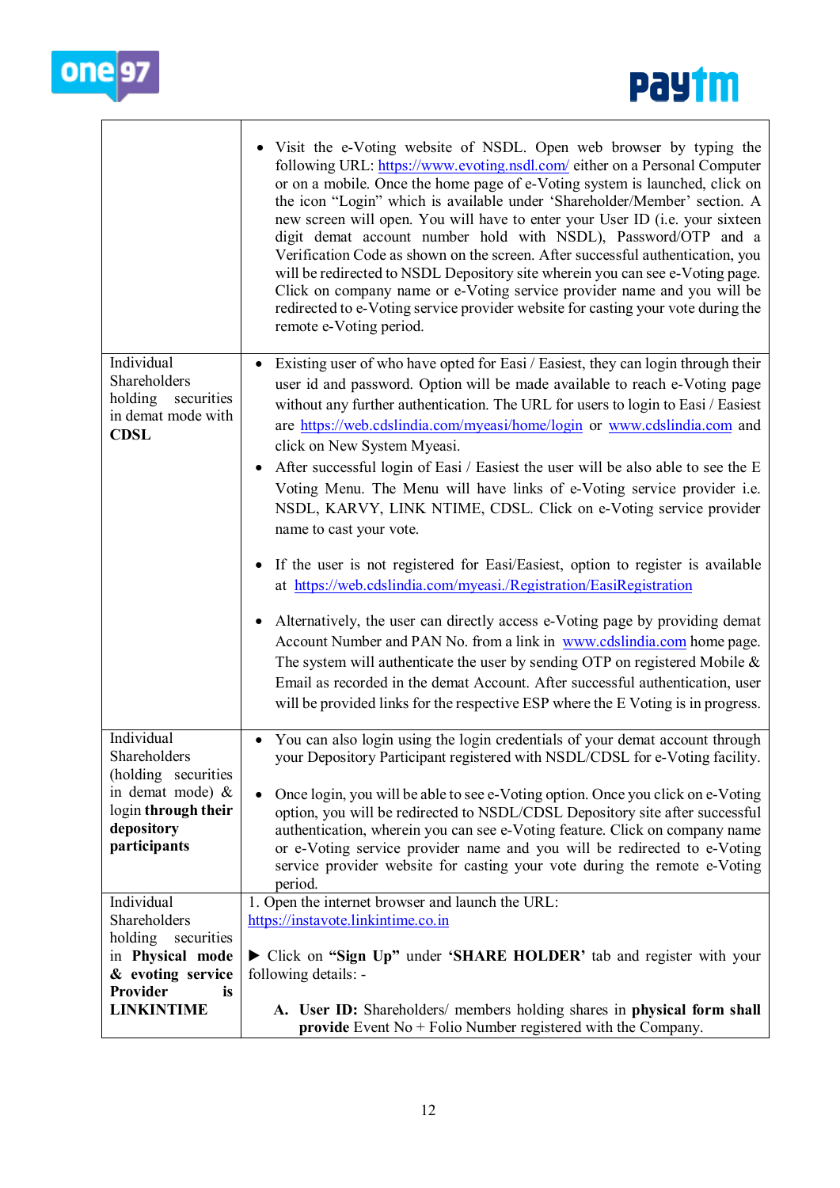| | |
|---|---|
| | • Visit the e-Voting website of NSDL. Open web browser by typing the following URL: https://www.evoting.nsdl.com/ either on a Personal Computer or on a mobile. Once the home page of e-Voting system is launched, click on the icon "Login" which is available under 'Shareholder/Member' section. A new screen will open. You will have to enter your User ID (i.e. your sixteen digit demat account number hold with NSDL), Password/OTP and a Verification Code as shown on the screen. After successful authentication, you will be redirected to NSDL Depository site wherein you can see e-Voting page. Click on company name or e-Voting service provider name and you will be redirected to e-Voting service provider website for casting your vote during the remote e-Voting period. |
| Individual Shareholders holding securities in demat mode with **CDSL** | • Existing user of who have opted for Easi / Easiest, they can login through their user id and password. Option will be made available to reach e-Voting page without any further authentication. The URL for users to login to Easi / Easiest are https://web.cdslindia.com/myeasi/home/login or www.cdslindia.com and click on New System Myeasi.<br>• After successful login of Easi / Easiest the user will be also able to see the E Voting Menu. The Menu will have links of e-Voting service provider i.e. NSDL, KARVY, LINK NTIME, CDSL. Click on e-Voting service provider name to cast your vote.<br>• If the user is not registered for Easi/Easiest, option to register is available at https://web.cdslindia.com/myeasi./Registration/EasiRegistration<br>• Alternatively, the user can directly access e-Voting page by providing demat Account Number and PAN No. from a link in www.cdslindia.com home page. The system will authenticate the user by sending OTP on registered Mobile & Email as recorded in the demat Account. After successful authentication, user will be provided links for the respective ESP where the E Voting is in progress. |
| Individual Shareholders (holding securities in demat mode) & login **through their depository participants** | • You can also login using the login credentials of your demat account through your Depository Participant registered with NSDL/CDSL for e-Voting facility.<br>• Once login, you will be able to see e-Voting option. Once you click on e-Voting option, you will be redirected to NSDL/CDSL Depository site after successful authentication, wherein you can see e-Voting feature. Click on company name or e-Voting service provider name and you will be redirected to e-Voting service provider website for casting your vote during the remote e-Voting period. |
| Individual Shareholders holding securities in **Physical mode & evoting service Provider is LINKINTIME** | 1. Open the internet browser and launch the URL: https://instavote.linkintime.co.in<br>▶ Click on **"Sign Up"** under **'SHARE HOLDER'** tab and register with your following details: -<br>**A. User ID:** Shareholders/ members holding shares in **physical form shall provide** Event No + Folio Number registered with the Company. |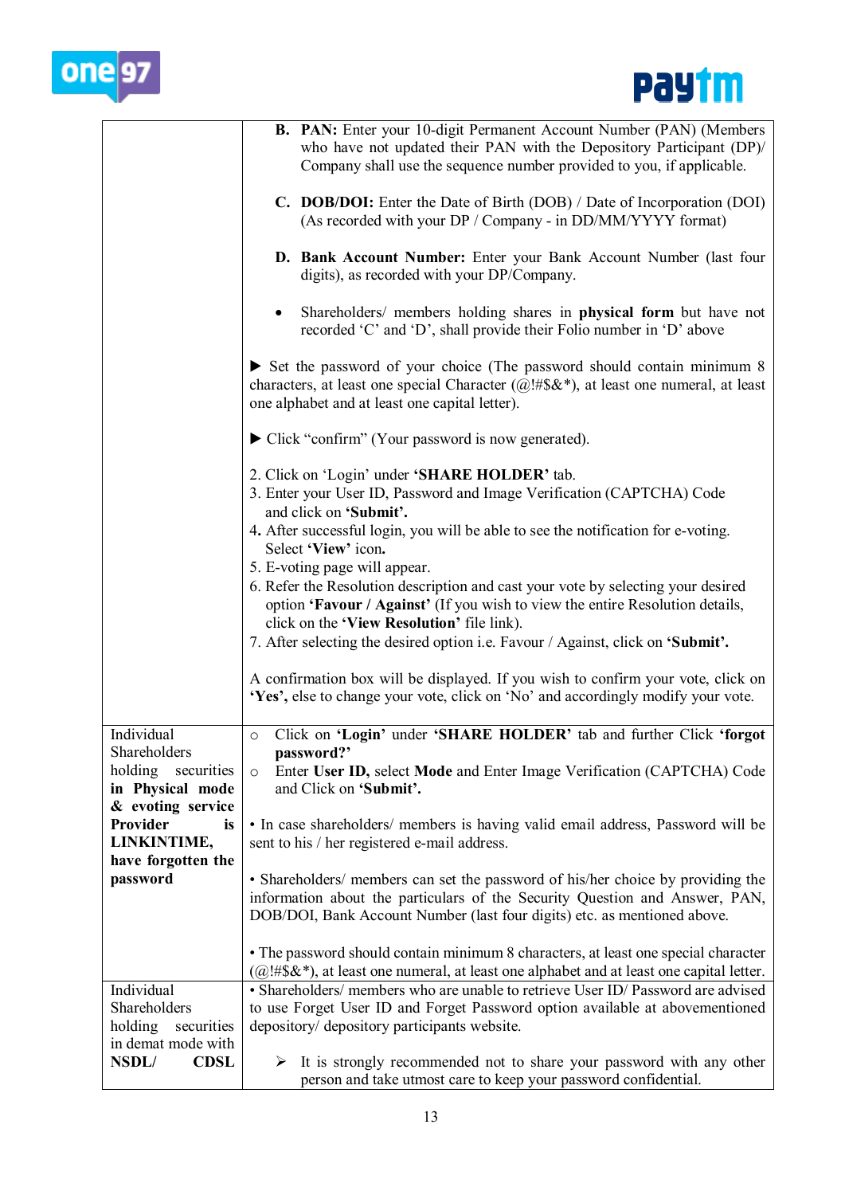| | |
|---|---|
| | **B. PAN:** Enter your 10-digit Permanent Account Number (PAN) (Members who have not updated their PAN with the Depository Participant (DP)/ Company shall use the sequence number provided to you, if applicable.<br><br>**C. DOB/DOI:** Enter the Date of Birth (DOB) / Date of Incorporation (DOI) (As recorded with your DP / Company - in DD/MM/YYYY format)<br><br>**D. Bank Account Number:** Enter your Bank Account Number (last four digits), as recorded with your DP/Company.<br><br>• Shareholders/ members holding shares in **physical form** but have not recorded 'C' and 'D', shall provide their Folio number in 'D' above<br><br>▶ Set the password of your choice (The password should contain minimum 8 characters, at least one special Character (@!#$&*), at least one numeral, at least one alphabet and at least one capital letter).<br><br>▶ Click "confirm" (Your password is now generated).<br><br>2. Click on 'Login' under **'SHARE HOLDER'** tab.<br>3. Enter your User ID, Password and Image Verification (CAPTCHA) Code and click on **'Submit'.**<br>4. After successful login, you will be able to see the notification for e-voting. Select **'View'** icon**.**<br>5. E-voting page will appear.<br>6. Refer the Resolution description and cast your vote by selecting your desired option **'Favour / Against'** (If you wish to view the entire Resolution details, click on the **'View Resolution'** file link).<br>7. After selecting the desired option i.e. Favour / Against, click on **'Submit'.**<br><br>A confirmation box will be displayed. If you wish to confirm your vote, click on **'Yes',** else to change your vote, click on 'No' and accordingly modify your vote. |
| Individual Shareholders holding securities **in Physical mode & evoting service Provider is LINKINTIME, have forgotten the password** | ○ Click on **'Login'** under **'SHARE HOLDER'** tab and further Click **'forgot password?'**<br>○ Enter **User ID,** select **Mode** and Enter Image Verification (CAPTCHA) Code and Click on **'Submit'.**<br><br>• In case shareholders/ members is having valid email address, Password will be sent to his / her registered e-mail address.<br><br>• Shareholders/ members can set the password of his/her choice by providing the information about the particulars of the Security Question and Answer, PAN, DOB/DOI, Bank Account Number (last four digits) etc. as mentioned above.<br><br>• The password should contain minimum 8 characters, at least one special character (@!#$&*), at least one numeral, at least one alphabet and at least one capital letter. |
| Individual Shareholders holding securities in demat mode with **NSDL/ CDSL** | • Shareholders/ members who are unable to retrieve User ID/ Password are advised to use Forget User ID and Forget Password option available at abovementioned depository/ depository participants website.<br><br>➢ It is strongly recommended not to share your password with any other person and take utmost care to keep your password confidential. |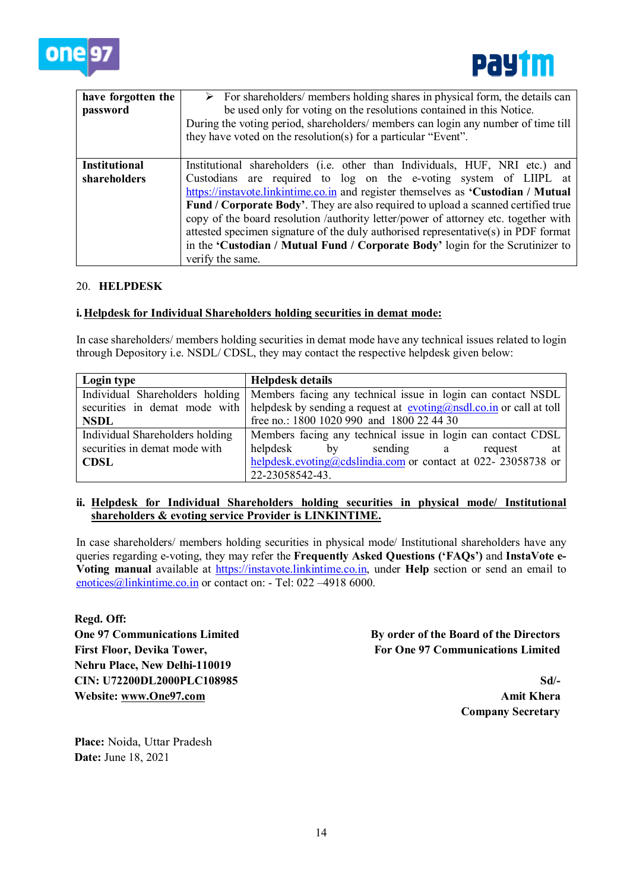| have forgotten the password | ➢ For shareholders/ members holding shares in physical form, the details can be used only for voting on the resolutions contained in this Notice. During the voting period, shareholders/ members can login any number of time till they have voted on the resolution(s) for a particular "Event". |
|---|---|
| **Institutional shareholders** | Institutional shareholders (i.e. other than Individuals, HUF, NRI etc.) and Custodians are required to log on the e-voting system of LIIPL at https://instavote.linkintime.co.in and register themselves as **'Custodian / Mutual Fund / Corporate Body'**. They are also required to upload a scanned certified true copy of the board resolution /authority letter/power of attorney etc. together with attested specimen signature of the duly authorised representative(s) in PDF format in the **'Custodian / Mutual Fund / Corporate Body'** login for the Scrutinizer to verify the same. |

20. **HELPDESK**

**i. Helpdesk for Individual Shareholders holding securities in demat mode:**

In case shareholders/ members holding securities in demat mode have any technical issues related to login through Depository i.e. NSDL/ CDSL, they may contact the respective helpdesk given below:

| Login type | Helpdesk details |
|---|---|
| Individual Shareholders holding securities in demat mode with **NSDL** | Members facing any technical issue in login can contact NSDL helpdesk by sending a request at evoting@nsdl.co.in or call at toll free no.: 1800 1020 990 and 1800 22 44 30 |
| Individual Shareholders holding securities in demat mode with **CDSL** | Members facing any technical issue in login can contact CDSL helpdesk by sending a request at helpdesk.evoting@cdslindia.com or contact at 022- 23058738 or 22-23058542-43. |

**ii. Helpdesk for Individual Shareholders holding securities in physical mode/ Institutional shareholders & evoting service Provider is LINKINTIME.**

In case shareholders/ members holding securities in physical mode/ Institutional shareholders have any queries regarding e-voting, they may refer the **Frequently Asked Questions ('FAQs')** and **InstaVote e-Voting manual** available at https://instavote.linkintime.co.in, under **Help** section or send an email to enotices@linkintime.co.in or contact on: - Tel: 022 –4918 6000.

**Regd. Off:**
**One 97 Communications Limited**
**First Floor, Devika Tower,**
**Nehru Place, New Delhi-110019**
**CIN: U72200DL2000PLC108985**
**Website: www.One97.com**

**By order of the Board of the Directors**
**For One 97 Communications Limited**

**Sd/-**
**Amit Khera**
**Company Secretary**

**Place:** Noida, Uttar Pradesh
**Date:** June 18, 2021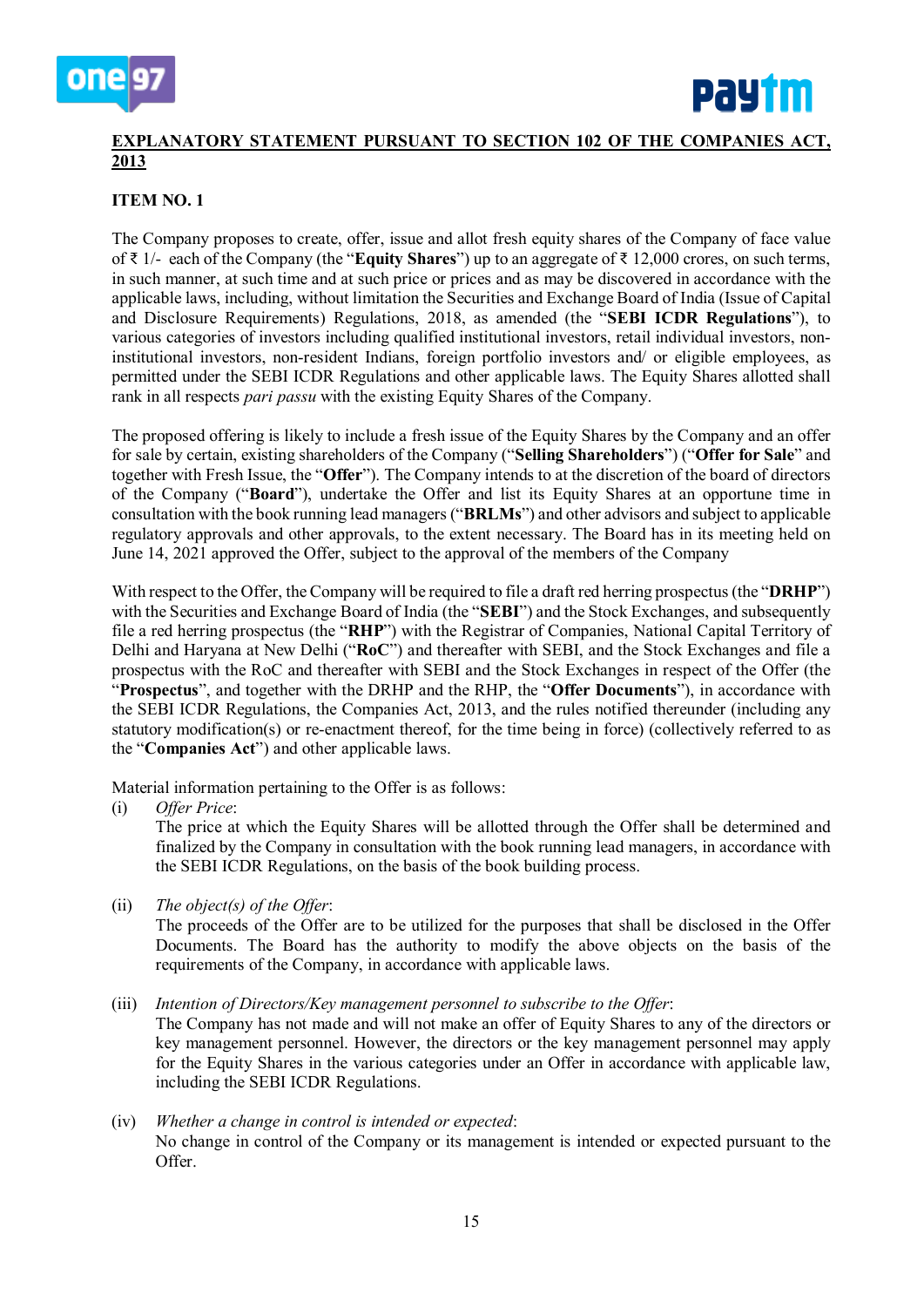**EXPLANATORY STATEMENT PURSUANT TO SECTION 102 OF THE COMPANIES ACT, 2013**

**ITEM NO. 1**

The Company proposes to create, offer, issue and allot fresh equity shares of the Company of face value of ₹ 1/- each of the Company (the "**Equity Shares**") up to an aggregate of ₹ 12,000 crores, on such terms, in such manner, at such time and at such price or prices and as may be discovered in accordance with the applicable laws, including, without limitation the Securities and Exchange Board of India (Issue of Capital and Disclosure Requirements) Regulations, 2018, as amended (the "**SEBI ICDR Regulations**"), to various categories of investors including qualified institutional investors, retail individual investors, non-institutional investors, non-resident Indians, foreign portfolio investors and/ or eligible employees, as permitted under the SEBI ICDR Regulations and other applicable laws. The Equity Shares allotted shall rank in all respects *pari passu* with the existing Equity Shares of the Company.

The proposed offering is likely to include a fresh issue of the Equity Shares by the Company and an offer for sale by certain, existing shareholders of the Company ("**Selling Shareholders**") ("**Offer for Sale**" and together with Fresh Issue, the "**Offer**"). The Company intends to at the discretion of the board of directors of the Company ("**Board**"), undertake the Offer and list its Equity Shares at an opportune time in consultation with the book running lead managers ("**BRLMs**") and other advisors and subject to applicable regulatory approvals and other approvals, to the extent necessary. The Board has in its meeting held on June 14, 2021 approved the Offer, subject to the approval of the members of the Company

With respect to the Offer, the Company will be required to file a draft red herring prospectus (the "**DRHP**") with the Securities and Exchange Board of India (the "**SEBI**") and the Stock Exchanges, and subsequently file a red herring prospectus (the "**RHP**") with the Registrar of Companies, National Capital Territory of Delhi and Haryana at New Delhi ("**RoC**") and thereafter with SEBI, and the Stock Exchanges and file a prospectus with the RoC and thereafter with SEBI and the Stock Exchanges in respect of the Offer (the "**Prospectus**", and together with the DRHP and the RHP, the "**Offer Documents**"), in accordance with the SEBI ICDR Regulations, the Companies Act, 2013, and the rules notified thereunder (including any statutory modification(s) or re-enactment thereof, for the time being in force) (collectively referred to as the "**Companies Act**") and other applicable laws.

Material information pertaining to the Offer is as follows:

(i) *Offer Price*:
The price at which the Equity Shares will be allotted through the Offer shall be determined and finalized by the Company in consultation with the book running lead managers, in accordance with the SEBI ICDR Regulations, on the basis of the book building process.

(ii) *The object(s) of the Offer*:
The proceeds of the Offer are to be utilized for the purposes that shall be disclosed in the Offer Documents. The Board has the authority to modify the above objects on the basis of the requirements of the Company, in accordance with applicable laws.

(iii) *Intention of Directors/Key management personnel to subscribe to the Offer*:
The Company has not made and will not make an offer of Equity Shares to any of the directors or key management personnel. However, the directors or the key management personnel may apply for the Equity Shares in the various categories under an Offer in accordance with applicable law, including the SEBI ICDR Regulations.

(iv) *Whether a change in control is intended or expected*:
No change in control of the Company or its management is intended or expected pursuant to the Offer.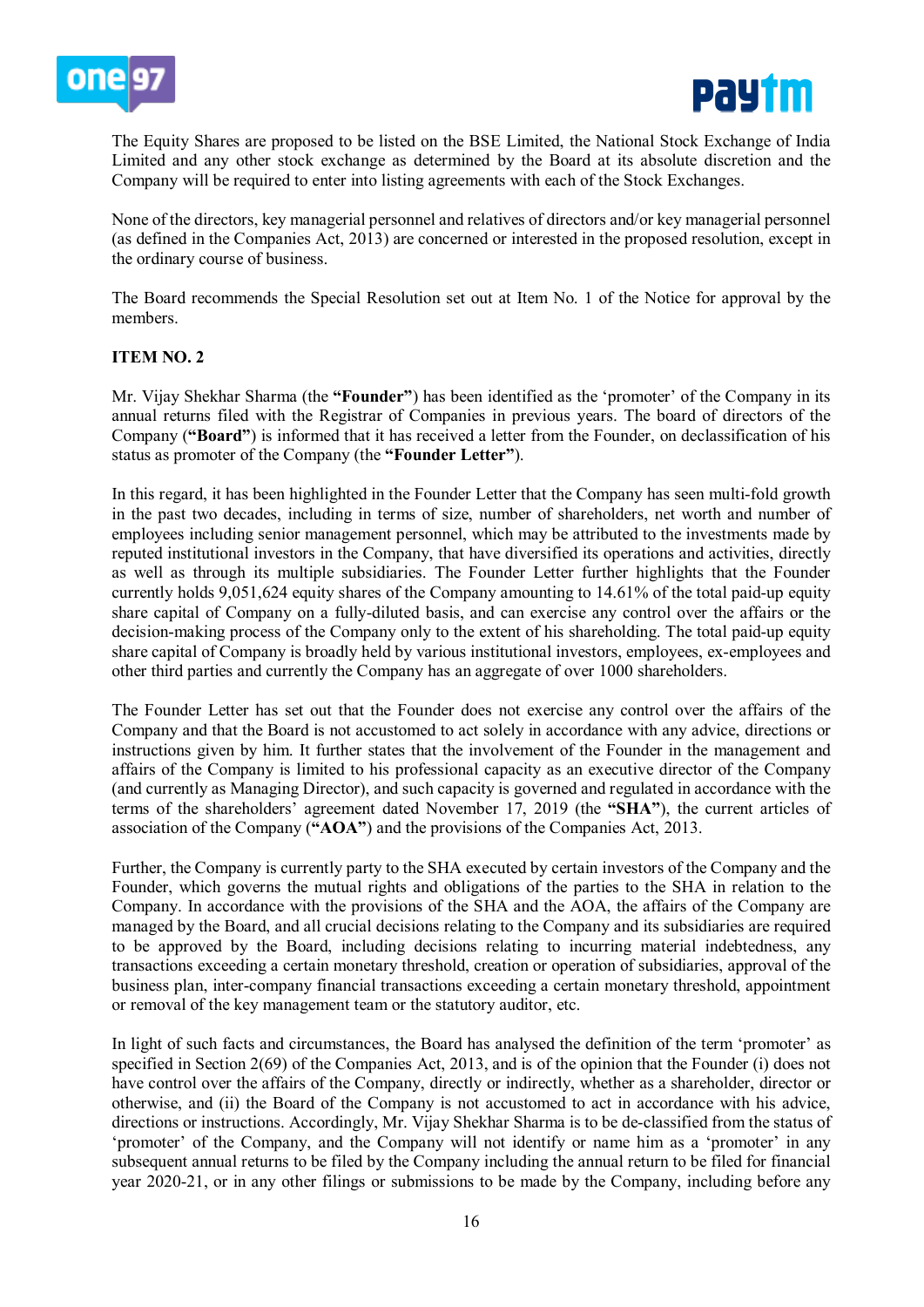The Equity Shares are proposed to be listed on the BSE Limited, the National Stock Exchange of India Limited and any other stock exchange as determined by the Board at its absolute discretion and the Company will be required to enter into listing agreements with each of the Stock Exchanges.

None of the directors, key managerial personnel and relatives of directors and/or key managerial personnel (as defined in the Companies Act, 2013) are concerned or interested in the proposed resolution, except in the ordinary course of business.

The Board recommends the Special Resolution set out at Item No. 1 of the Notice for approval by the members.

**ITEM NO. 2**

Mr. Vijay Shekhar Sharma (the **"Founder"**) has been identified as the 'promoter' of the Company in its annual returns filed with the Registrar of Companies in previous years. The board of directors of the Company (**"Board"**) is informed that it has received a letter from the Founder, on declassification of his status as promoter of the Company (the **"Founder Letter"**).

In this regard, it has been highlighted in the Founder Letter that the Company has seen multi-fold growth in the past two decades, including in terms of size, number of shareholders, net worth and number of employees including senior management personnel, which may be attributed to the investments made by reputed institutional investors in the Company, that have diversified its operations and activities, directly as well as through its multiple subsidiaries. The Founder Letter further highlights that the Founder currently holds 9,051,624 equity shares of the Company amounting to 14.61% of the total paid-up equity share capital of Company on a fully-diluted basis, and can exercise any control over the affairs or the decision-making process of the Company only to the extent of his shareholding. The total paid-up equity share capital of Company is broadly held by various institutional investors, employees, ex-employees and other third parties and currently the Company has an aggregate of over 1000 shareholders.

The Founder Letter has set out that the Founder does not exercise any control over the affairs of the Company and that the Board is not accustomed to act solely in accordance with any advice, directions or instructions given by him. It further states that the involvement of the Founder in the management and affairs of the Company is limited to his professional capacity as an executive director of the Company (and currently as Managing Director), and such capacity is governed and regulated in accordance with the terms of the shareholders' agreement dated November 17, 2019 (the **"SHA"**), the current articles of association of the Company (**"AOA"**) and the provisions of the Companies Act, 2013.

Further, the Company is currently party to the SHA executed by certain investors of the Company and the Founder, which governs the mutual rights and obligations of the parties to the SHA in relation to the Company. In accordance with the provisions of the SHA and the AOA, the affairs of the Company are managed by the Board, and all crucial decisions relating to the Company and its subsidiaries are required to be approved by the Board, including decisions relating to incurring material indebtedness, any transactions exceeding a certain monetary threshold, creation or operation of subsidiaries, approval of the business plan, inter-company financial transactions exceeding a certain monetary threshold, appointment or removal of the key management team or the statutory auditor, etc.

In light of such facts and circumstances, the Board has analysed the definition of the term 'promoter' as specified in Section 2(69) of the Companies Act, 2013, and is of the opinion that the Founder (i) does not have control over the affairs of the Company, directly or indirectly, whether as a shareholder, director or otherwise, and (ii) the Board of the Company is not accustomed to act in accordance with his advice, directions or instructions. Accordingly, Mr. Vijay Shekhar Sharma is to be de-classified from the status of 'promoter' of the Company, and the Company will not identify or name him as a 'promoter' in any subsequent annual returns to be filed by the Company including the annual return to be filed for financial year 2020-21, or in any other filings or submissions to be made by the Company, including before any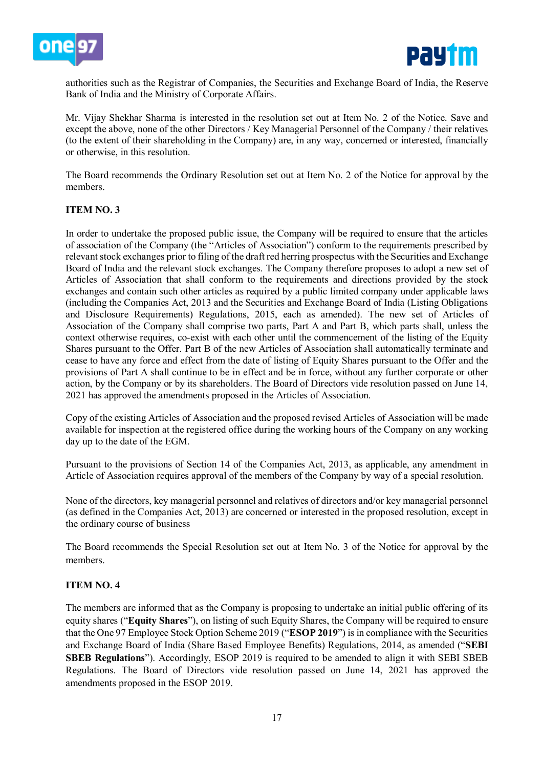authorities such as the Registrar of Companies, the Securities and Exchange Board of India, the Reserve Bank of India and the Ministry of Corporate Affairs.

Mr. Vijay Shekhar Sharma is interested in the resolution set out at Item No. 2 of the Notice. Save and except the above, none of the other Directors / Key Managerial Personnel of the Company / their relatives (to the extent of their shareholding in the Company) are, in any way, concerned or interested, financially or otherwise, in this resolution.

The Board recommends the Ordinary Resolution set out at Item No. 2 of the Notice for approval by the members.

**ITEM NO. 3**

In order to undertake the proposed public issue, the Company will be required to ensure that the articles of association of the Company (the "Articles of Association") conform to the requirements prescribed by relevant stock exchanges prior to filing of the draft red herring prospectus with the Securities and Exchange Board of India and the relevant stock exchanges. The Company therefore proposes to adopt a new set of Articles of Association that shall conform to the requirements and directions provided by the stock exchanges and contain such other articles as required by a public limited company under applicable laws (including the Companies Act, 2013 and the Securities and Exchange Board of India (Listing Obligations and Disclosure Requirements) Regulations, 2015, each as amended). The new set of Articles of Association of the Company shall comprise two parts, Part A and Part B, which parts shall, unless the context otherwise requires, co-exist with each other until the commencement of the listing of the Equity Shares pursuant to the Offer. Part B of the new Articles of Association shall automatically terminate and cease to have any force and effect from the date of listing of Equity Shares pursuant to the Offer and the provisions of Part A shall continue to be in effect and be in force, without any further corporate or other action, by the Company or by its shareholders. The Board of Directors vide resolution passed on June 14, 2021 has approved the amendments proposed in the Articles of Association.

Copy of the existing Articles of Association and the proposed revised Articles of Association will be made available for inspection at the registered office during the working hours of the Company on any working day up to the date of the EGM.

Pursuant to the provisions of Section 14 of the Companies Act, 2013, as applicable, any amendment in Article of Association requires approval of the members of the Company by way of a special resolution.

None of the directors, key managerial personnel and relatives of directors and/or key managerial personnel (as defined in the Companies Act, 2013) are concerned or interested in the proposed resolution, except in the ordinary course of business

The Board recommends the Special Resolution set out at Item No. 3 of the Notice for approval by the members.

**ITEM NO. 4**

The members are informed that as the Company is proposing to undertake an initial public offering of its equity shares ("**Equity Shares**"), on listing of such Equity Shares, the Company will be required to ensure that the One 97 Employee Stock Option Scheme 2019 ("**ESOP 2019**") is in compliance with the Securities and Exchange Board of India (Share Based Employee Benefits) Regulations, 2014, as amended ("**SEBI SBEB Regulations**"). Accordingly, ESOP 2019 is required to be amended to align it with SEBI SBEB Regulations. The Board of Directors vide resolution passed on June 14, 2021 has approved the amendments proposed in the ESOP 2019.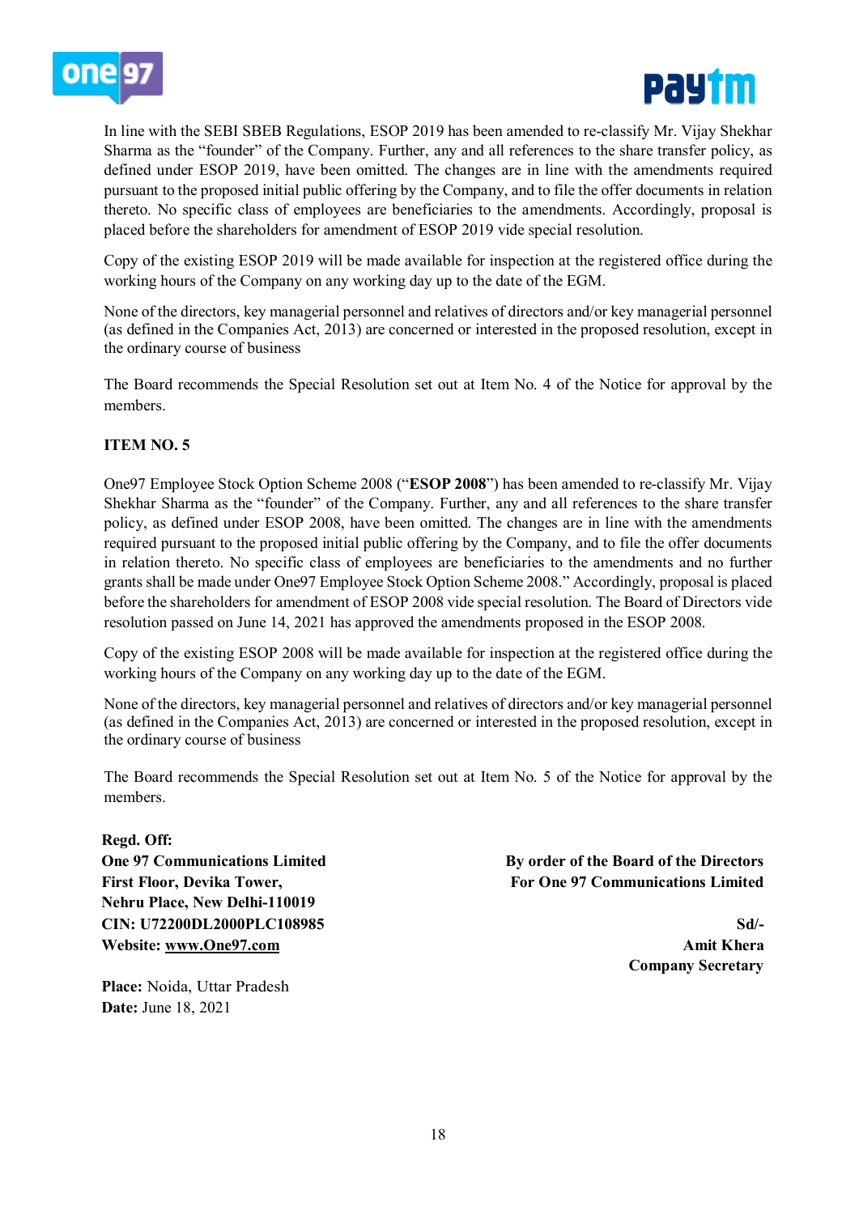In line with the SEBI SBEB Regulations, ESOP 2019 has been amended to re-classify Mr. Vijay Shekhar Sharma as the "founder" of the Company. Further, any and all references to the share transfer policy, as defined under ESOP 2019, have been omitted. The changes are in line with the amendments required pursuant to the proposed initial public offering by the Company, and to file the offer documents in relation thereto. No specific class of employees are beneficiaries to the amendments. Accordingly, proposal is placed before the shareholders for amendment of ESOP 2019 vide special resolution.

Copy of the existing ESOP 2019 will be made available for inspection at the registered office during the working hours of the Company on any working day up to the date of the EGM.

None of the directors, key managerial personnel and relatives of directors and/or key managerial personnel (as defined in the Companies Act, 2013) are concerned or interested in the proposed resolution, except in the ordinary course of business

The Board recommends the Special Resolution set out at Item No. 4 of the Notice for approval by the members.

**ITEM NO. 5**

One97 Employee Stock Option Scheme 2008 ("**ESOP 2008**") has been amended to re-classify Mr. Vijay Shekhar Sharma as the "founder" of the Company. Further, any and all references to the share transfer policy, as defined under ESOP 2008, have been omitted. The changes are in line with the amendments required pursuant to the proposed initial public offering by the Company, and to file the offer documents in relation thereto. No specific class of employees are beneficiaries to the amendments and no further grants shall be made under One97 Employee Stock Option Scheme 2008." Accordingly, proposal is placed before the shareholders for amendment of ESOP 2008 vide special resolution. The Board of Directors vide resolution passed on June 14, 2021 has approved the amendments proposed in the ESOP 2008.

Copy of the existing ESOP 2008 will be made available for inspection at the registered office during the working hours of the Company on any working day up to the date of the EGM.

None of the directors, key managerial personnel and relatives of directors and/or key managerial personnel (as defined in the Companies Act, 2013) are concerned or interested in the proposed resolution, except in the ordinary course of business

The Board recommends the Special Resolution set out at Item No. 5 of the Notice for approval by the members.

**Regd. Off:**
**One 97 Communications Limited**
**First Floor, Devika Tower,**
**Nehru Place, New Delhi-110019**
**CIN: U72200DL2000PLC108985**
**Website: www.One97.com**

**By order of the Board of the Directors**
**For One 97 Communications Limited**

**Sd/-**
**Amit Khera**
**Company Secretary**

**Place:** Noida, Uttar Pradesh
**Date:** June 18, 2021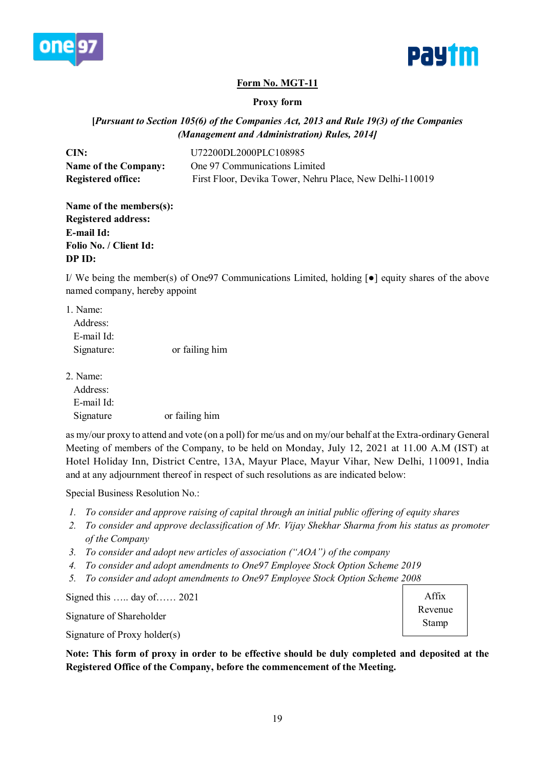**Form No. MGT-11**

**Proxy form**

***[Pursuant to Section 105(6) of the Companies Act, 2013 and Rule 19(3) of the Companies (Management and Administration) Rules, 2014]***

**CIN:** U72200DL2000PLC108985
**Name of the Company:** One 97 Communications Limited
**Registered office:** First Floor, Devika Tower, Nehru Place, New Delhi-110019

**Name of the members(s):**
**Registered address:**
**E-mail Id:**
**Folio No. / Client Id:**
**DP ID:**

I/ We being the member(s) of One97 Communications Limited, holding [●] equity shares of the above named company, hereby appoint

1. Name:
   Address:
   E-mail Id:
   Signature: or failing him

2. Name:
   Address:
   E-mail Id:
   Signature or failing him

as my/our proxy to attend and vote (on a poll) for me/us and on my/our behalf at the Extra-ordinary General Meeting of members of the Company, to be held on Monday, July 12, 2021 at 11.00 A.M (IST) at Hotel Holiday Inn, District Centre, 13A, Mayur Place, Mayur Vihar, New Delhi, 110091, India and at any adjournment thereof in respect of such resolutions as are indicated below:

Special Business Resolution No.:

1. *To consider and approve raising of capital through an initial public offering of equity shares*
2. *To consider and approve declassification of Mr. Vijay Shekhar Sharma from his status as promoter of the Company*
3. *To consider and adopt new articles of association ("AOA") of the company*
4. *To consider and adopt amendments to One97 Employee Stock Option Scheme 2019*
5. *To consider and adopt amendments to One97 Employee Stock Option Scheme 2008*

Signed this ….. day of…… 2021

Signature of Shareholder

Signature of Proxy holder(s)

Affix Revenue Stamp

**Note: This form of proxy in order to be effective should be duly completed and deposited at the Registered Office of the Company, before the commencement of the Meeting.**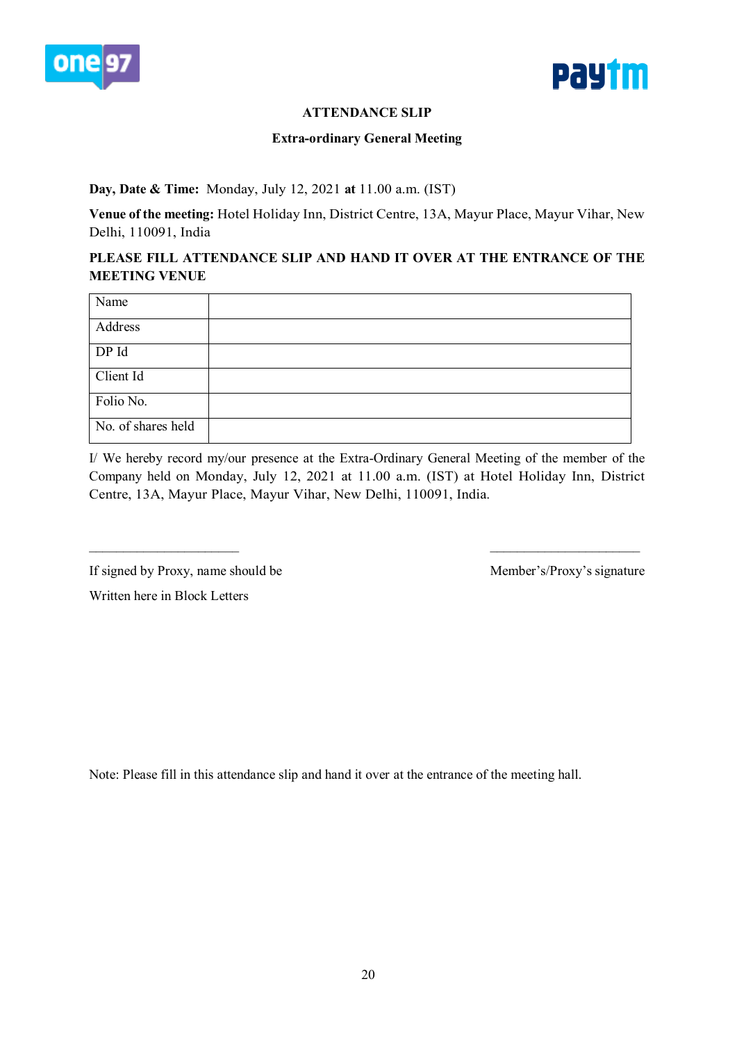## ATTENDANCE SLIP

### Extra-ordinary General Meeting

**Day, Date & Time:** Monday, July 12, 2021 **at** 11.00 a.m. (IST)

**Venue of the meeting:** Hotel Holiday Inn, District Centre, 13A, Mayur Place, Mayur Vihar, New Delhi, 110091, India

**PLEASE FILL ATTENDANCE SLIP AND HAND IT OVER AT THE ENTRANCE OF THE MEETING VENUE**

| Name | |
|---|---|
| Address | |
| DP Id | |
| Client Id | |
| Folio No. | |
| No. of shares held | |

I/ We hereby record my/our presence at the Extra-Ordinary General Meeting of the member of the Company held on Monday, July 12, 2021 at 11.00 a.m. (IST) at Hotel Holiday Inn, District Centre, 13A, Mayur Place, Mayur Vihar, New Delhi, 110091, India.

______________________ ______________________

If signed by Proxy, name should be Written here in Block Letters

Member's/Proxy's signature

Note: Please fill in this attendance slip and hand it over at the entrance of the meeting hall.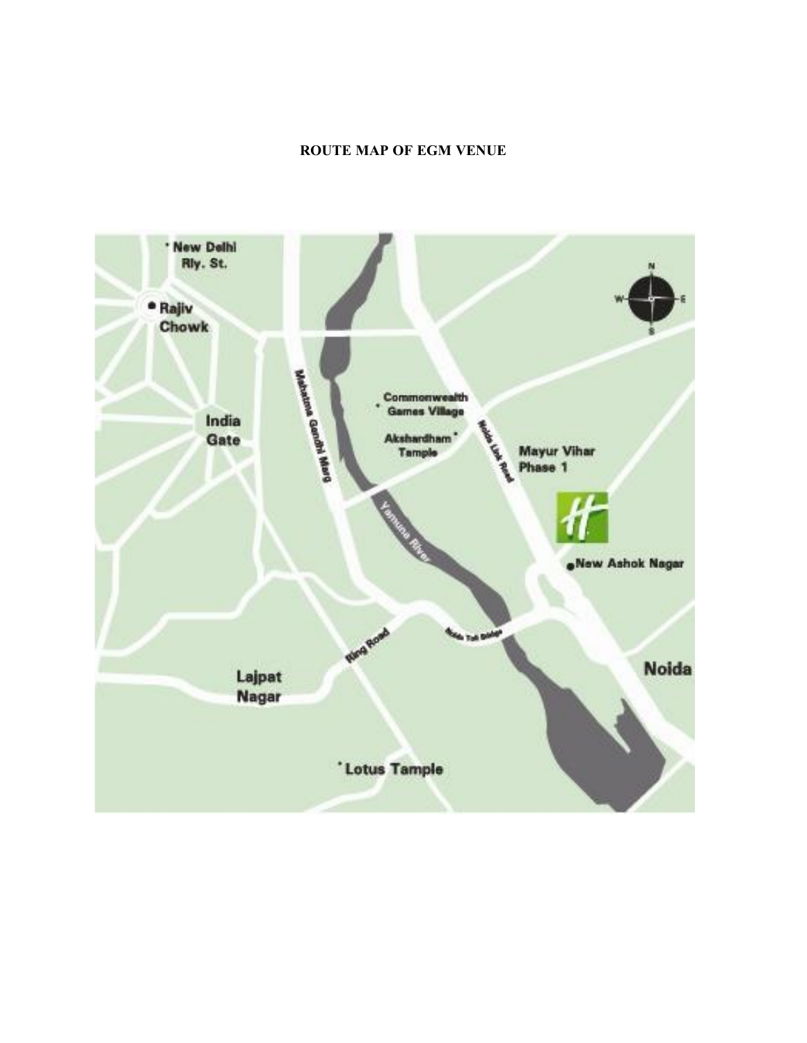**ROUTE MAP OF EGM VENUE**

New Delhi Rly. St.

Rajiv Chowk

India Gate

Mahatma Gandhi Marg

Commonwealth Games Village

Akshardham Tample

Noida Link Road

Mayur Vihar Phase 1

New Ashok Nagar

Yamuna River

Ring Road

Noida Toll Bridge

Noida

Lajpat Nagar

Lotus Tample